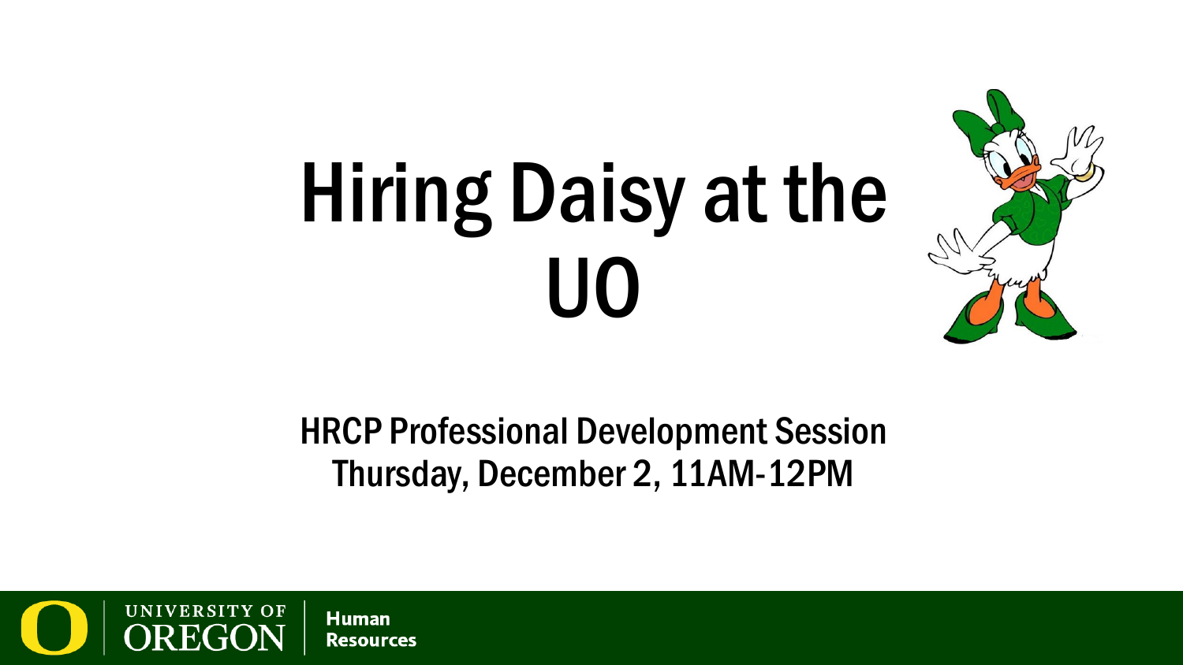# Hiring Daisy at the UO

HRCP Professional Development Session
Thursday, December 2, 11AM-12PM

UNIVERSITY OF OREGON | Human Resources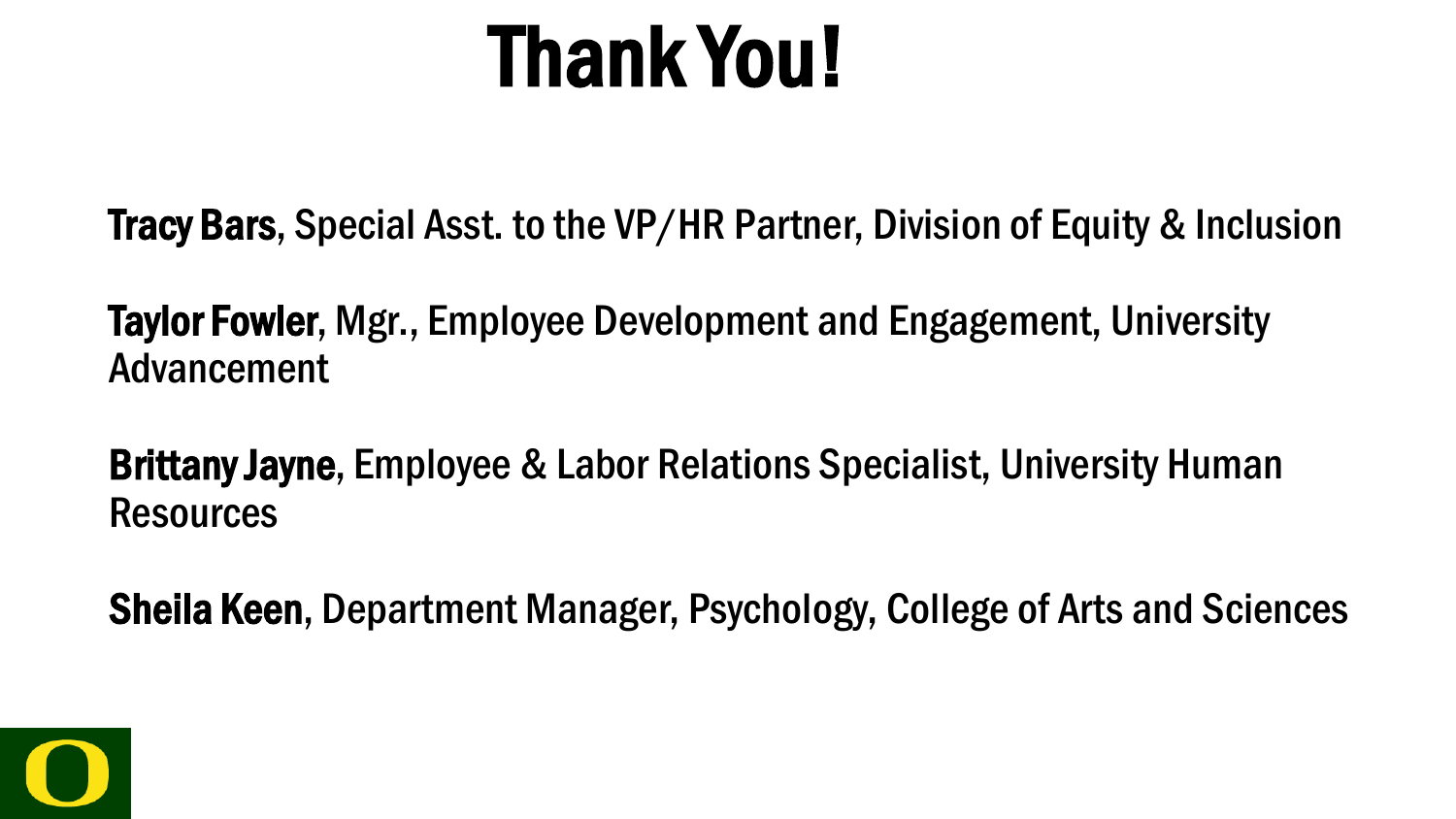# Thank You!

**Tracy Bars**, Special Asst. to the VP/HR Partner, Division of Equity & Inclusion

**Taylor Fowler**, Mgr., Employee Development and Engagement, University Advancement

**Brittany Jayne**, Employee & Labor Relations Specialist, University Human Resources

**Sheila Keen**, Department Manager, Psychology, College of Arts and Sciences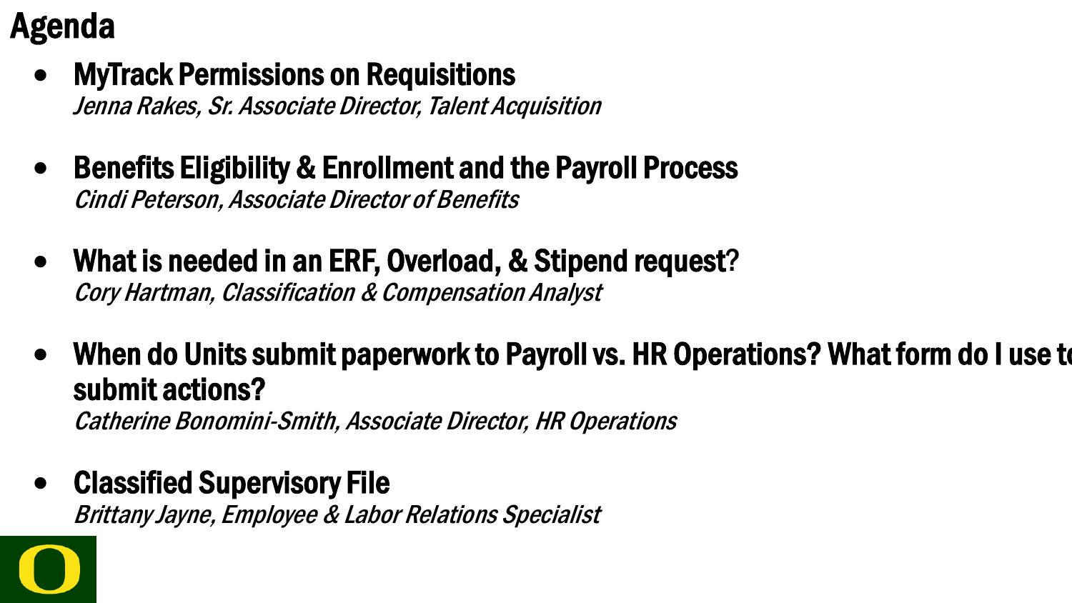# Agenda

- **MyTrack Permissions on Requisitions**
  *Jenna Rakes, Sr. Associate Director, Talent Acquisition*

- **Benefits Eligibility & Enrollment and the Payroll Process**
  *Cindi Peterson, Associate Director of Benefits*

- **What is needed in an ERF, Overload, & Stipend request?**
  *Cory Hartman, Classification & Compensation Analyst*

- **When do Units submit paperwork to Payroll vs. HR Operations? What form do I use to submit actions?**
  *Catherine Bonomini-Smith, Associate Director, HR Operations*

- **Classified Supervisory File**
  *Brittany Jayne, Employee & Labor Relations Specialist*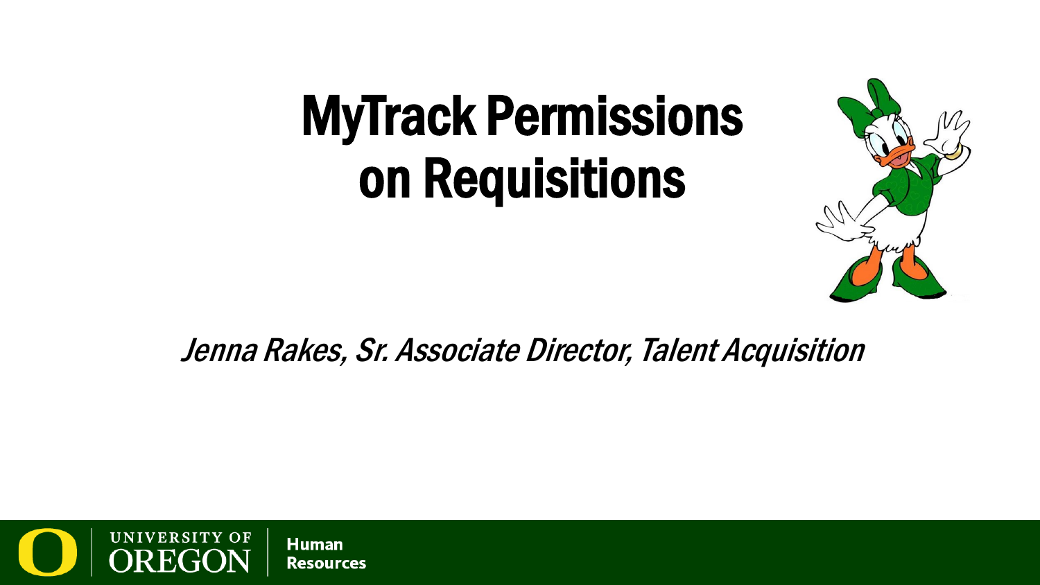# MyTrack Permissions on Requisitions

*Jenna Rakes, Sr. Associate Director, Talent Acquisition*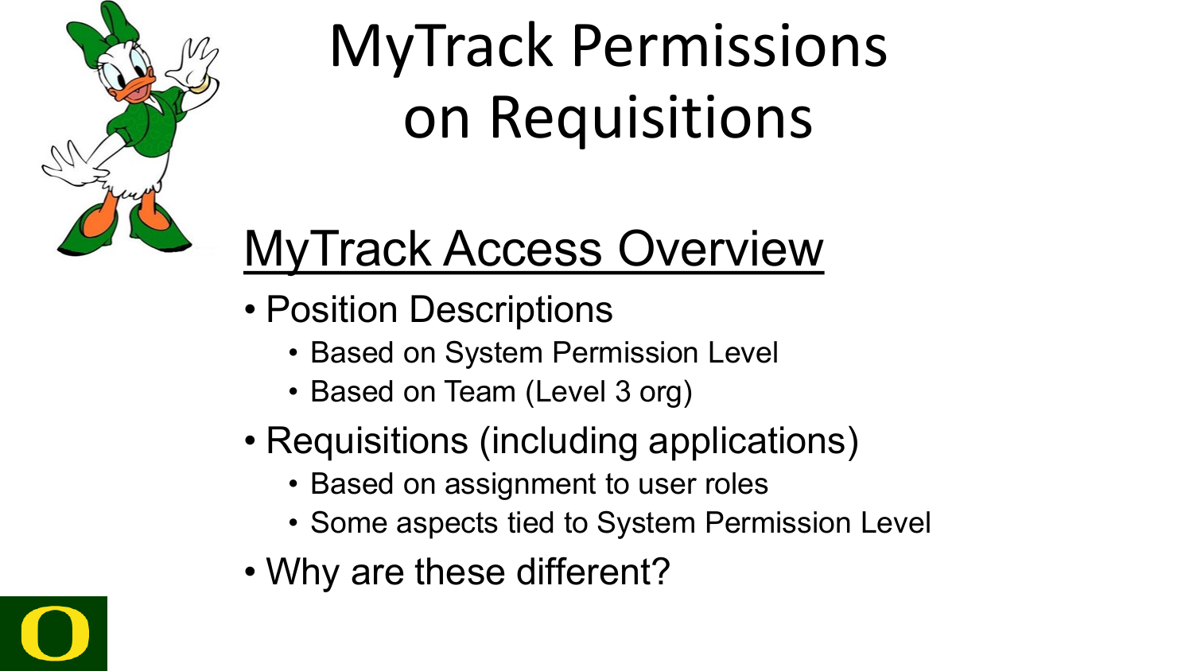# MyTrack Permissions on Requisitions

## MyTrack Access Overview

- Position Descriptions
  - Based on System Permission Level
  - Based on Team (Level 3 org)
- Requisitions (including applications)
  - Based on assignment to user roles
  - Some aspects tied to System Permission Level
- Why are these different?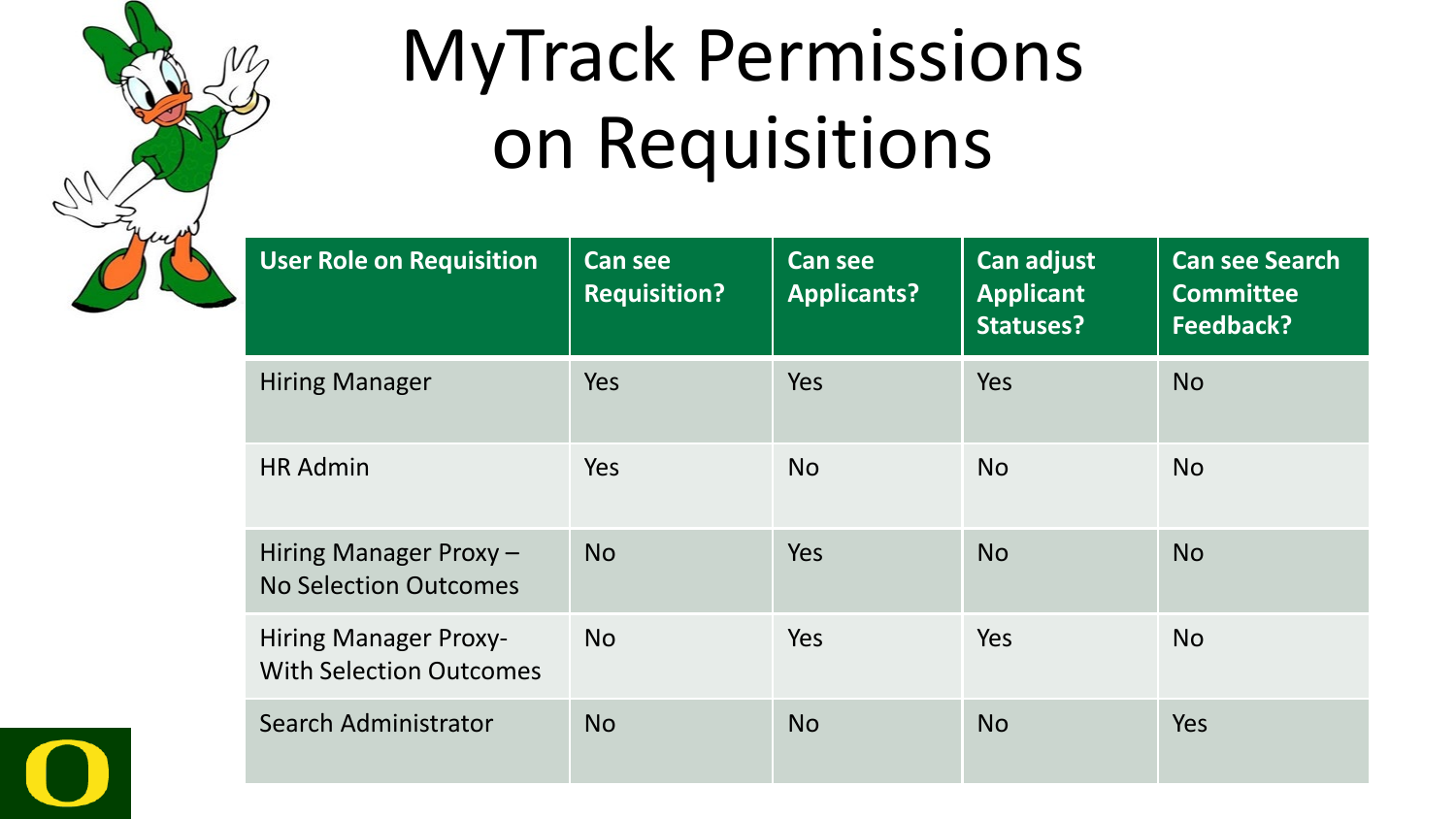# MyTrack Permissions on Requisitions

| User Role on Requisition | Can see Requisition? | Can see Applicants? | Can adjust Applicant Statuses? | Can see Search Committee Feedback? |
|---|---|---|---|---|
| Hiring Manager | Yes | Yes | Yes | No |
| HR Admin | Yes | No | No | No |
| Hiring Manager Proxy – No Selection Outcomes | No | Yes | No | No |
| Hiring Manager Proxy- With Selection Outcomes | No | Yes | Yes | No |
| Search Administrator | No | No | No | Yes |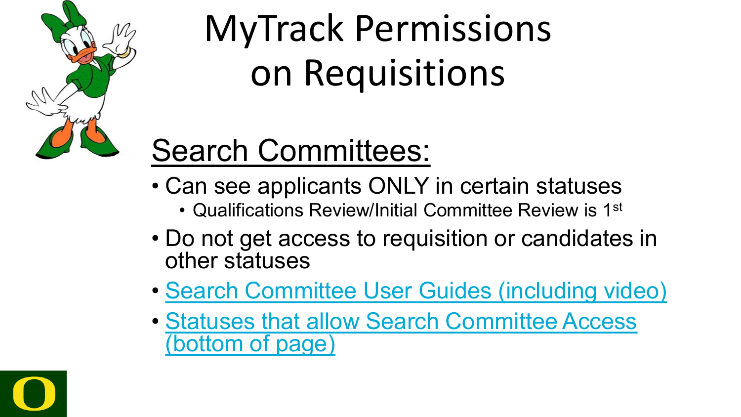# MyTrack Permissions on Requisitions

## Search Committees:

- Can see applicants ONLY in certain statuses
  - Qualifications Review/Initial Committee Review is 1st
- Do not get access to requisition or candidates in other statuses
- Search Committee User Guides (including video)
- Statuses that allow Search Committee Access (bottom of page)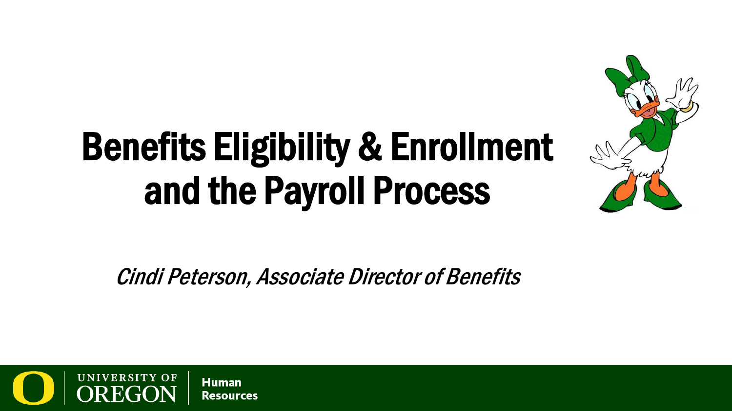# Benefits Eligibility & Enrollment and the Payroll Process

*Cindi Peterson, Associate Director of Benefits*

UNIVERSITY OF OREGON | Human Resources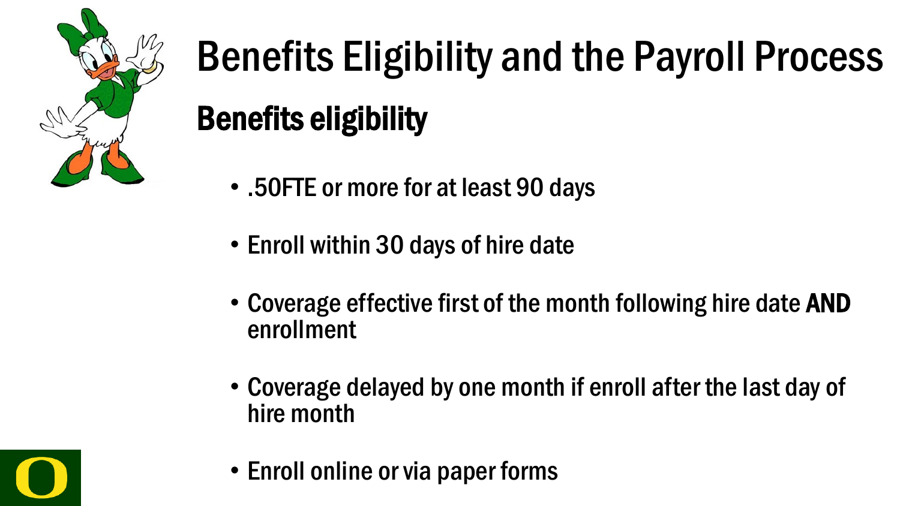# Benefits Eligibility and the Payroll Process

## Benefits eligibility

- .50FTE or more for at least 90 days
- Enroll within 30 days of hire date
- Coverage effective first of the month following hire date **AND** enrollment
- Coverage delayed by one month if enroll after the last day of hire month
- Enroll online or via paper forms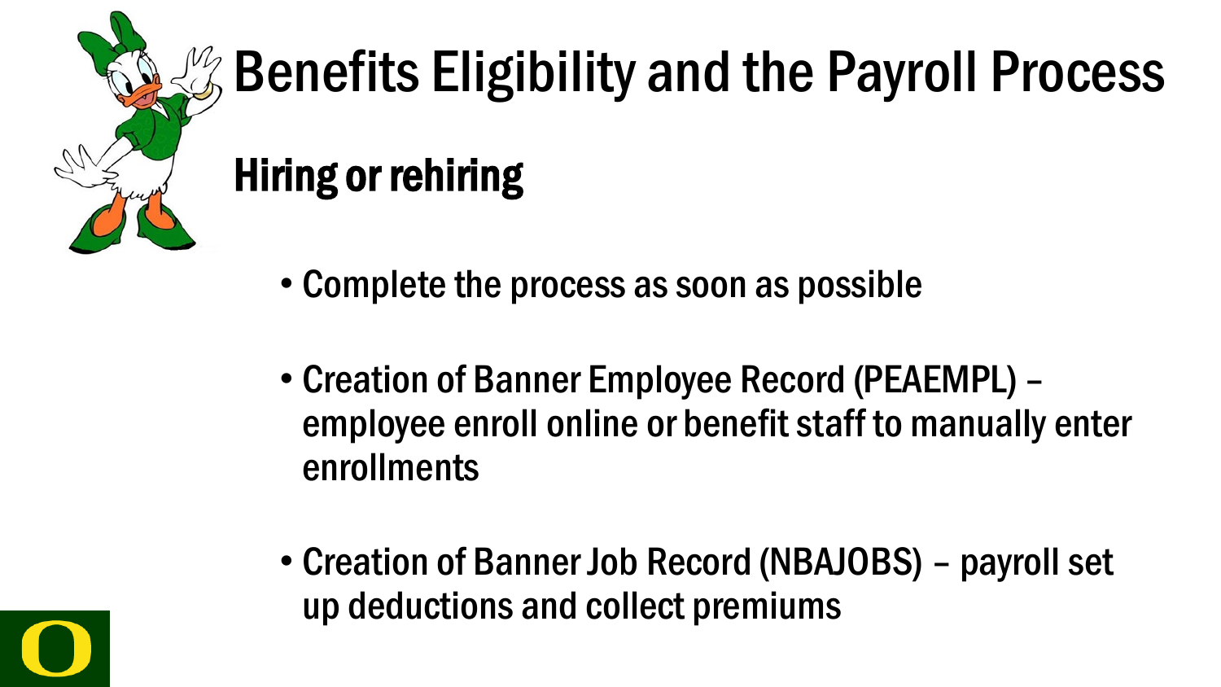# Benefits Eligibility and the Payroll Process

## Hiring or rehiring

- Complete the process as soon as possible
- Creation of Banner Employee Record (PEAEMPL) – employee enroll online or benefit staff to manually enter enrollments
- Creation of Banner Job Record (NBAJOBS) – payroll set up deductions and collect premiums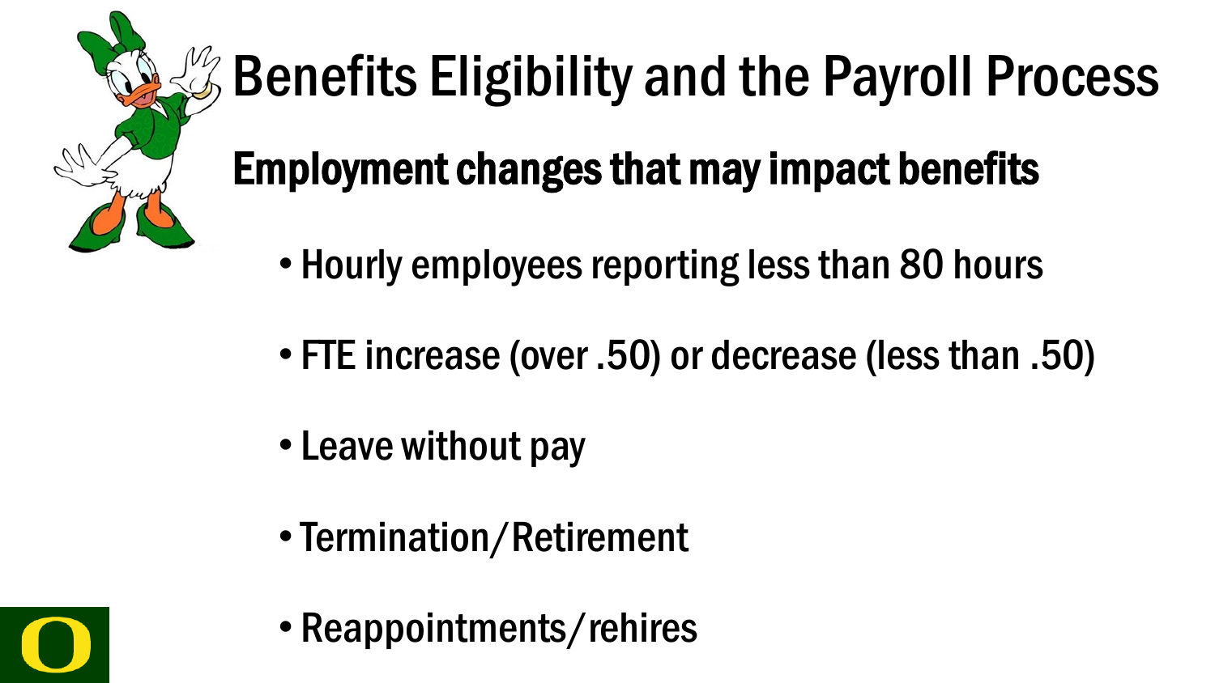# Benefits Eligibility and the Payroll Process

## Employment changes that may impact benefits

- Hourly employees reporting less than 80 hours
- FTE increase (over .50) or decrease (less than .50)
- Leave without pay
- Termination/Retirement
- Reappointments/rehires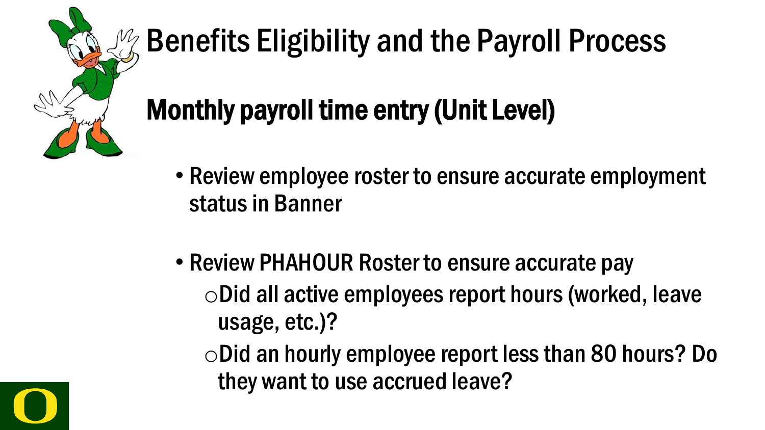# Benefits Eligibility and the Payroll Process

## Monthly payroll time entry (Unit Level)

- Review employee roster to ensure accurate employment status in Banner
- Review PHAHOUR Roster to ensure accurate pay
  - Did all active employees report hours (worked, leave usage, etc.)?
  - Did an hourly employee report less than 80 hours? Do they want to use accrued leave?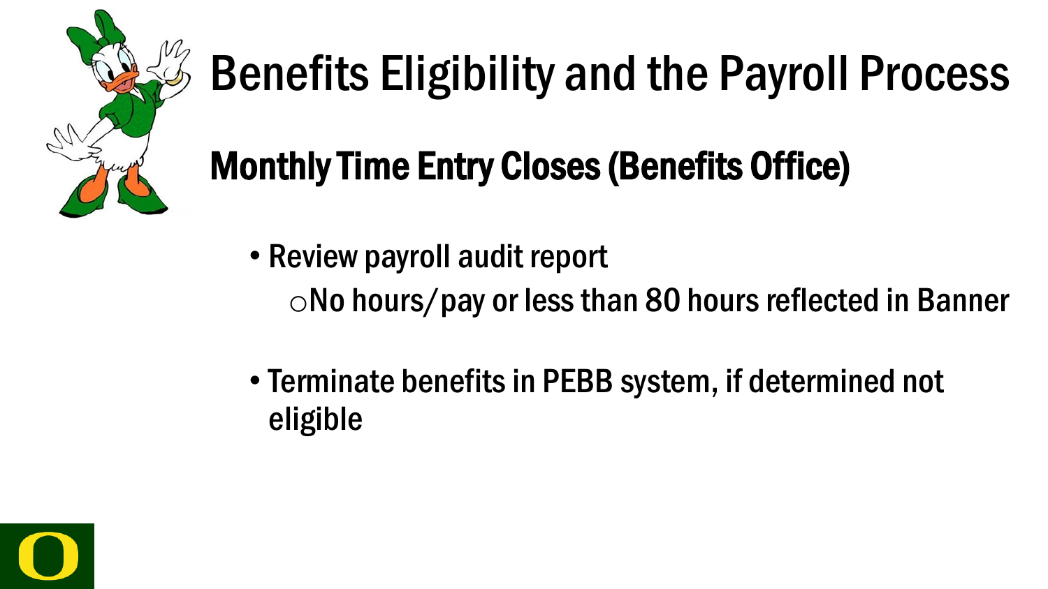# Benefits Eligibility and the Payroll Process

## Monthly Time Entry Closes (Benefits Office)

- Review payroll audit report
  - No hours/pay or less than 80 hours reflected in Banner
- Terminate benefits in PEBB system, if determined not eligible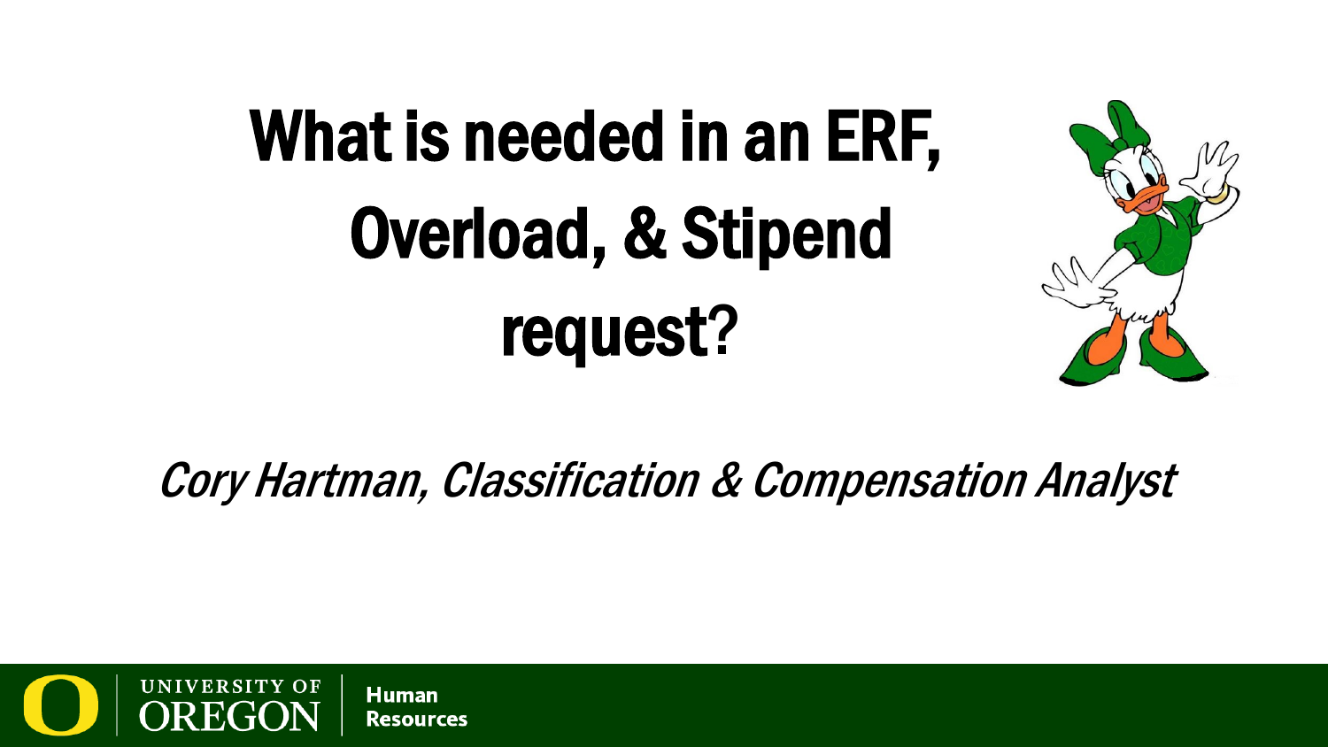# What is needed in an ERF, Overload, & Stipend request?

*Cory Hartman, Classification & Compensation Analyst*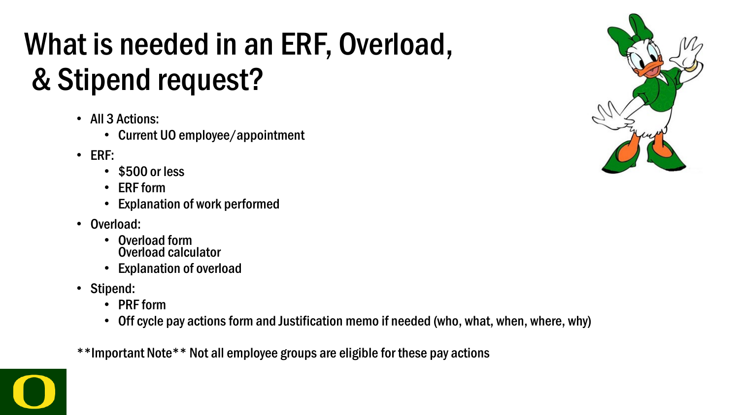# What is needed in an ERF, Overload, & Stipend request?

- All 3 Actions:
  - Current UO employee/appointment
- ERF:
  - $500 or less
  - ERF form
  - Explanation of work performed
- Overload:
  - Overload form
    Overload calculator
  - Explanation of overload
- Stipend:
  - PRF form
  - Off cycle pay actions form and Justification memo if needed (who, what, when, where, why)

**Important Note** Not all employee groups are eligible for these pay actions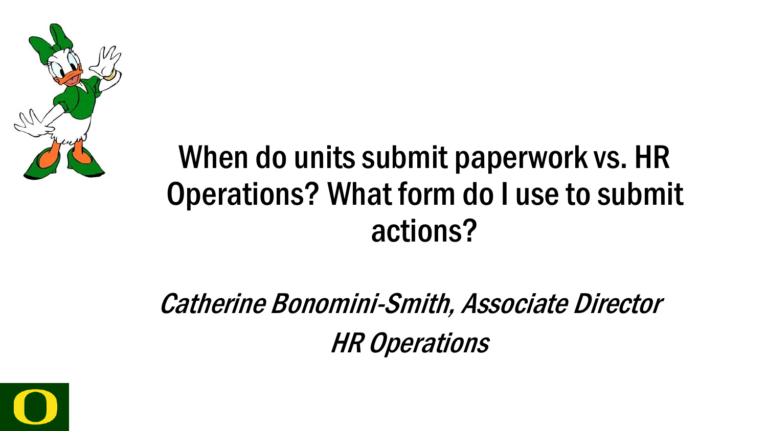# When do units submit paperwork vs. HR Operations? What form do I use to submit actions?

*Catherine Bonomini-Smith, Associate Director*

*HR Operations*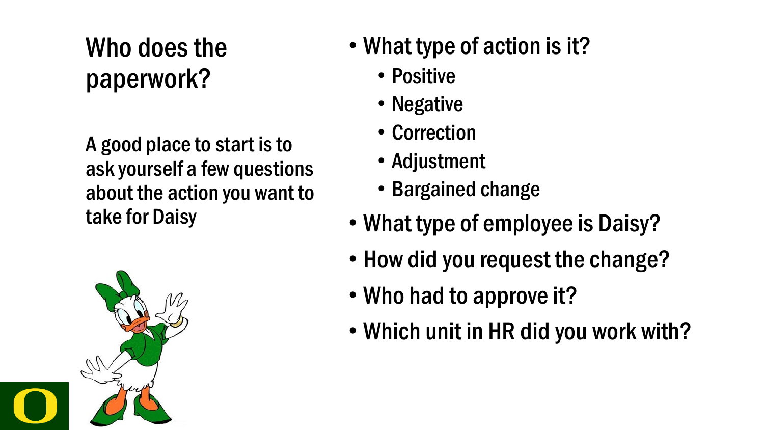# Who does the paperwork?

A good place to start is to ask yourself a few questions about the action you want to take for Daisy

- What type of action is it?
  - Positive
  - Negative
  - Correction
  - Adjustment
  - Bargained change
- What type of employee is Daisy?
- How did you request the change?
- Who had to approve it?
- Which unit in HR did you work with?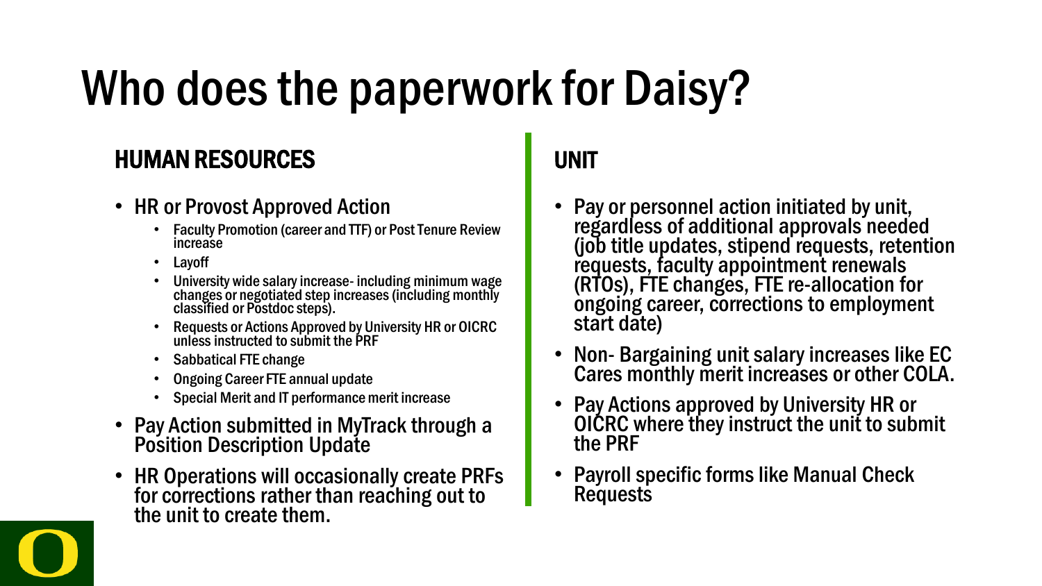# Who does the paperwork for Daisy?

## HUMAN RESOURCES

- HR or Provost Approved Action
  - Faculty Promotion (career and TTF) or Post Tenure Review increase
  - Layoff
  - University wide salary increase- including minimum wage changes or negotiated step increases (including monthly classified or Postdoc steps).
  - Requests or Actions Approved by University HR or OICRC unless instructed to submit the PRF
  - Sabbatical FTE change
  - Ongoing Career FTE annual update
  - Special Merit and IT performance merit increase
- Pay Action submitted in MyTrack through a Position Description Update
- HR Operations will occasionally create PRFs for corrections rather than reaching out to the unit to create them.

## UNIT

- Pay or personnel action initiated by unit, regardless of additional approvals needed (job title updates, stipend requests, retention requests, faculty appointment renewals (RTOs), FTE changes, FTE re-allocation for ongoing career, corrections to employment start date)
- Non- Bargaining unit salary increases like EC Cares monthly merit increases or other COLA.
- Pay Actions approved by University HR or OICRC where they instruct the unit to submit the PRF
- Payroll specific forms like Manual Check Requests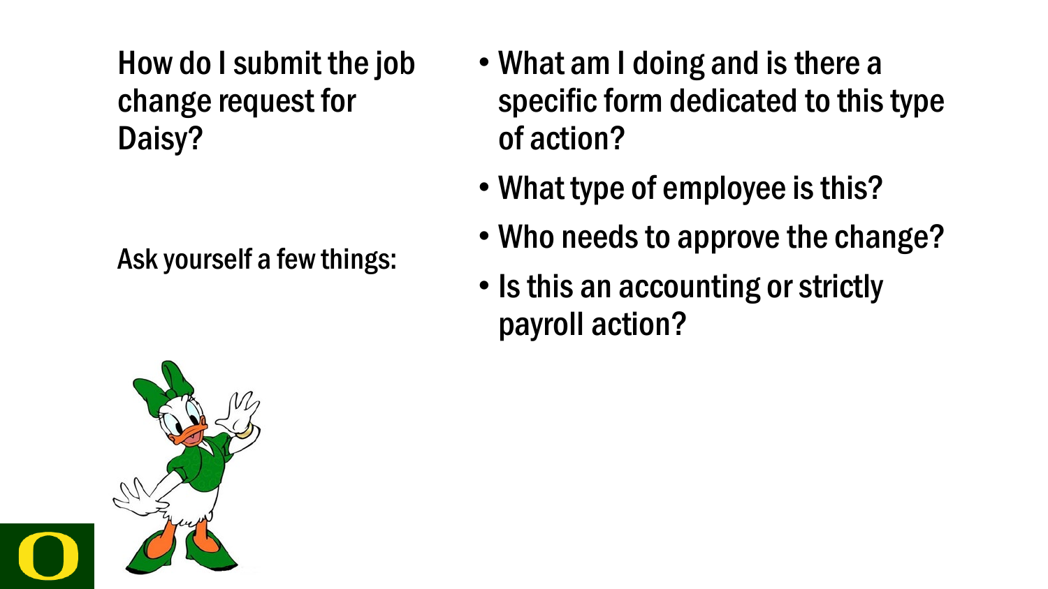## How do I submit the job change request for Daisy?

Ask yourself a few things:

- What am I doing and is there a specific form dedicated to this type of action?
- What type of employee is this?
- Who needs to approve the change?
- Is this an accounting or strictly payroll action?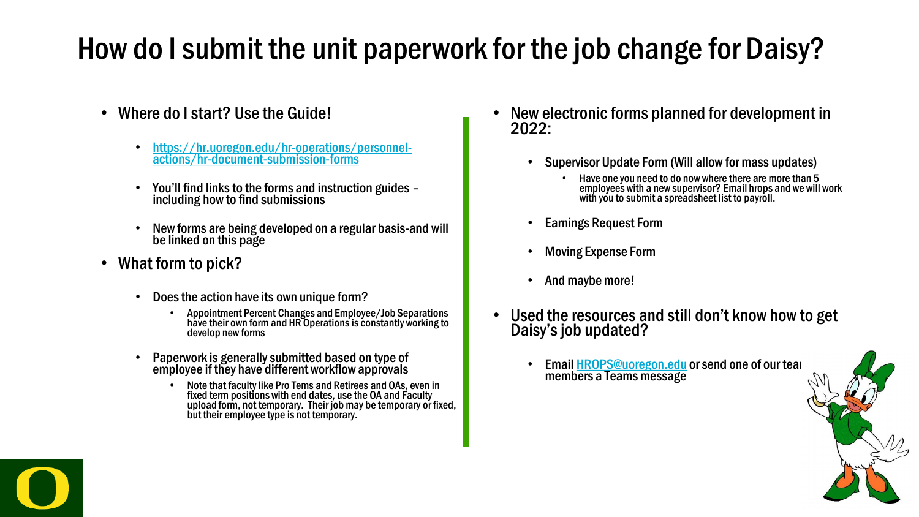# How do I submit the unit paperwork for the job change for Daisy?

- Where do I start? Use the Guide!
  - https://hr.uoregon.edu/hr-operations/personnel-actions/hr-document-submission-forms
  - You'll find links to the forms and instruction guides – including how to find submissions
  - New forms are being developed on a regular basis-and will be linked on this page
- What form to pick?
  - Does the action have its own unique form?
    - Appointment Percent Changes and Employee/Job Separations have their own form and HR Operations is constantly working to develop new forms
  - Paperwork is generally submitted based on type of employee if they have different workflow approvals
    - Note that faculty like Pro Tems and Retirees and OAs, even in fixed term positions with end dates, use the OA and Faculty upload form, not temporary. Their job may be temporary or fixed, but their employee type is not temporary.

- New electronic forms planned for development in 2022:
  - Supervisor Update Form (Will allow for mass updates)
    - Have one you need to do now where there are more than 5 employees with a new supervisor? Email hrops and we will work with you to submit a spreadsheet list to payroll.
  - Earnings Request Form
  - Moving Expense Form
  - And maybe more!
- Used the resources and still don't know how to get Daisy's job updated?
  - Email HROPS@uoregon.edu or send one of our team members a Teams message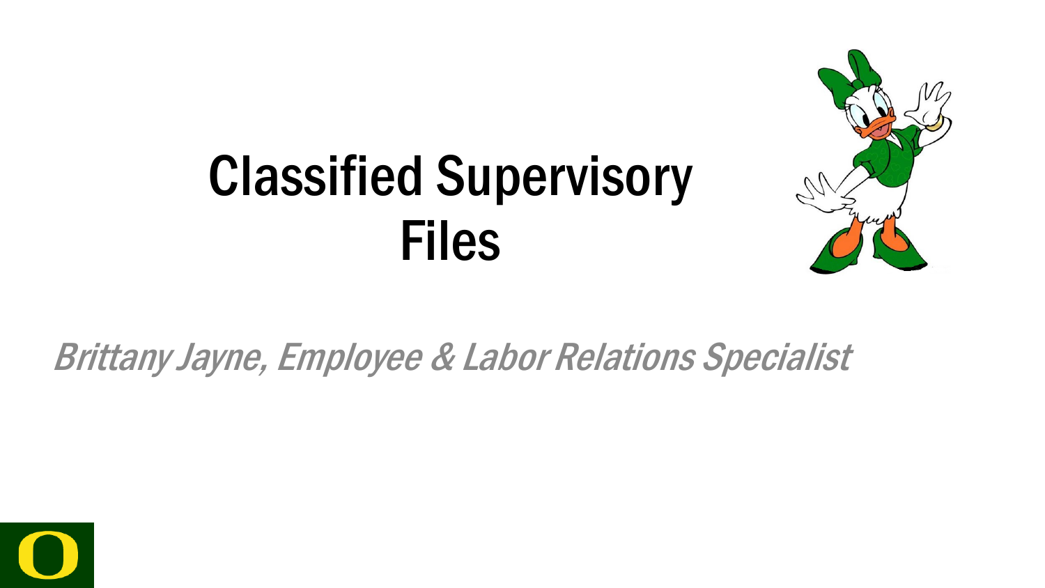# Classified Supervisory Files

*Brittany Jayne, Employee & Labor Relations Specialist*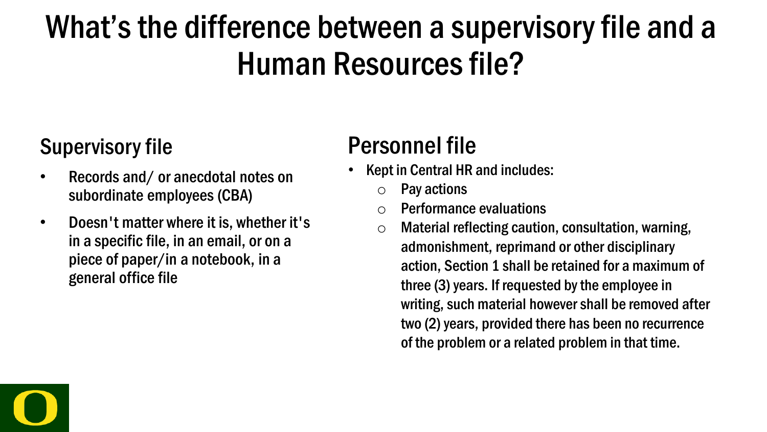# What's the difference between a supervisory file and a Human Resources file?

## Supervisory file

- Records and/ or anecdotal notes on subordinate employees (CBA)
- Doesn't matter where it is, whether it's in a specific file, in an email, or on a piece of paper/in a notebook, in a general office file

## Personnel file

- Kept in Central HR and includes:
  - Pay actions
  - Performance evaluations
  - Material reflecting caution, consultation, warning, admonishment, reprimand or other disciplinary action, Section 1 shall be retained for a maximum of three (3) years. If requested by the employee in writing, such material however shall be removed after two (2) years, provided there has been no recurrence of the problem or a related problem in that time.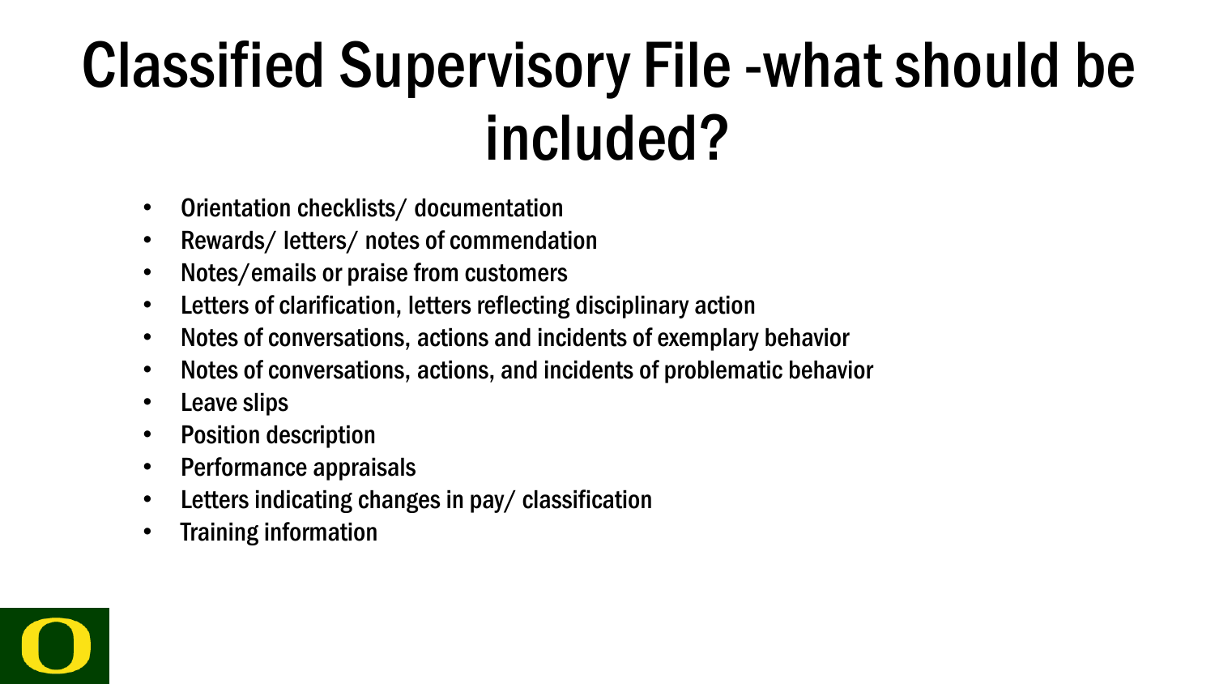# Classified Supervisory File -what should be included?

- Orientation checklists/ documentation
- Rewards/ letters/ notes of commendation
- Notes/emails or praise from customers
- Letters of clarification, letters reflecting disciplinary action
- Notes of conversations, actions and incidents of exemplary behavior
- Notes of conversations, actions, and incidents of problematic behavior
- Leave slips
- Position description
- Performance appraisals
- Letters indicating changes in pay/ classification
- Training information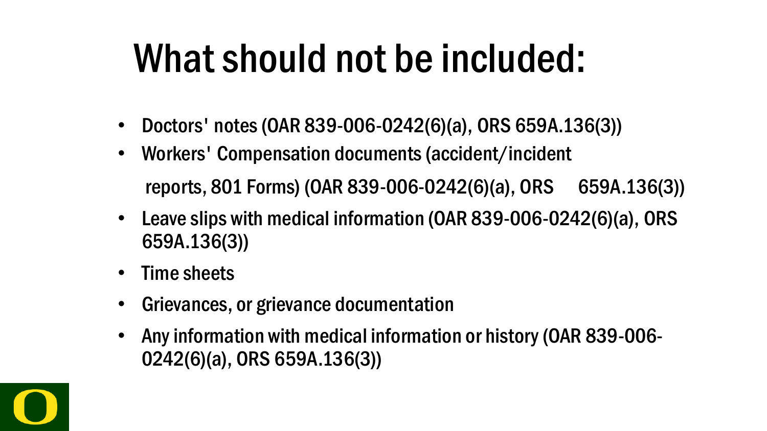# What should not be included:

- Doctors' notes (OAR 839-006-0242(6)(a), ORS 659A.136(3))
- Workers' Compensation documents (accident/incident reports, 801 Forms) (OAR 839-006-0242(6)(a), ORS 659A.136(3))
- Leave slips with medical information (OAR 839-006-0242(6)(a), ORS 659A.136(3))
- Time sheets
- Grievances, or grievance documentation
- Any information with medical information or history (OAR 839-006-0242(6)(a), ORS 659A.136(3))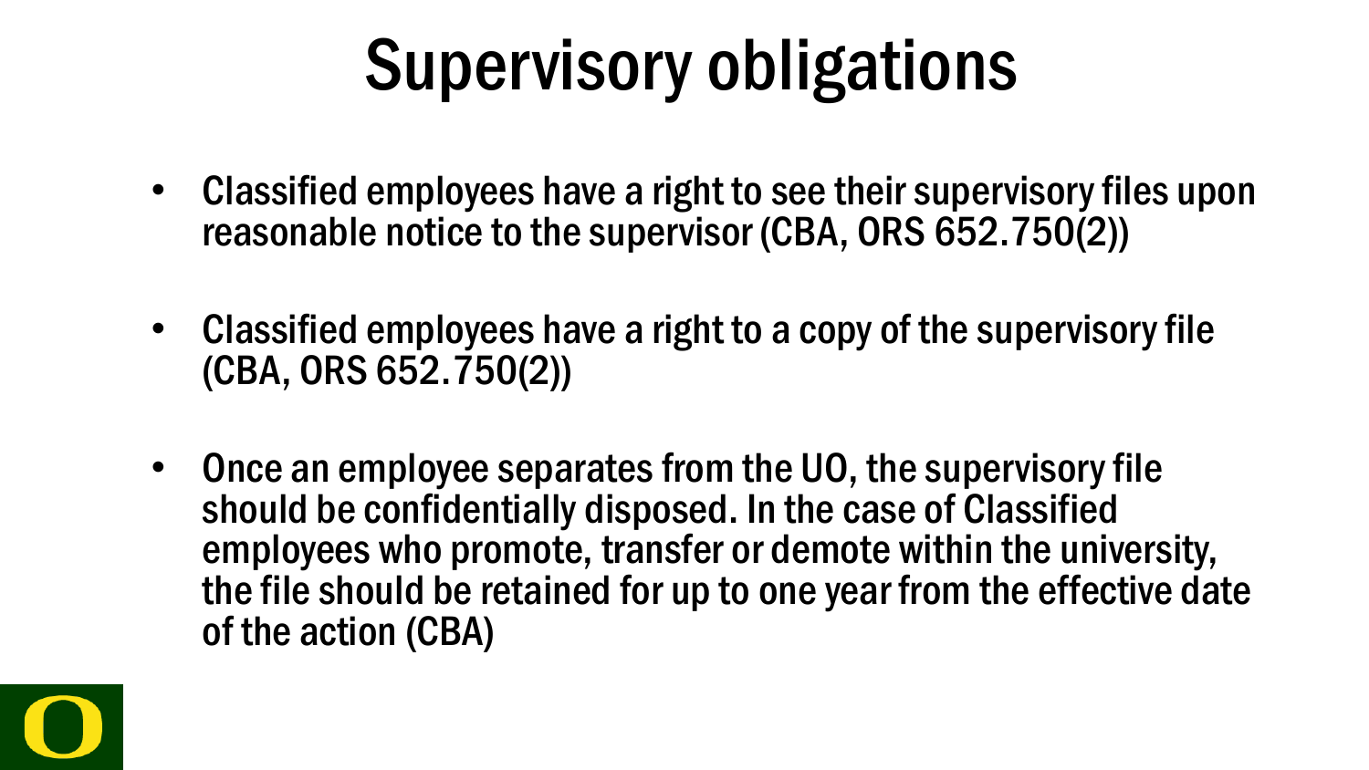# Supervisory obligations

- Classified employees have a right to see their supervisory files upon reasonable notice to the supervisor (CBA, ORS 652.750(2))
- Classified employees have a right to a copy of the supervisory file (CBA, ORS 652.750(2))
- Once an employee separates from the UO, the supervisory file should be confidentially disposed. In the case of Classified employees who promote, transfer or demote within the university, the file should be retained for up to one year from the effective date of the action (CBA)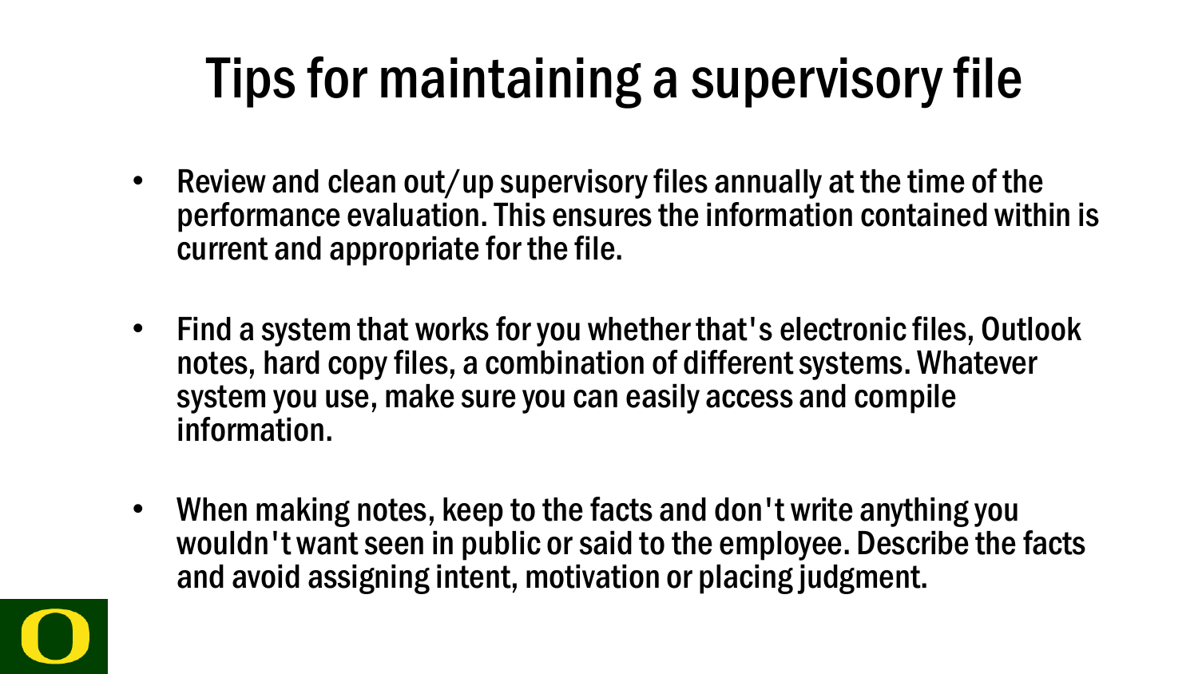# Tips for maintaining a supervisory file

- Review and clean out/up supervisory files annually at the time of the performance evaluation. This ensures the information contained within is current and appropriate for the file.

- Find a system that works for you whether that's electronic files, Outlook notes, hard copy files, a combination of different systems. Whatever system you use, make sure you can easily access and compile information.

- When making notes, keep to the facts and don't write anything you wouldn't want seen in public or said to the employee. Describe the facts and avoid assigning intent, motivation or placing judgment.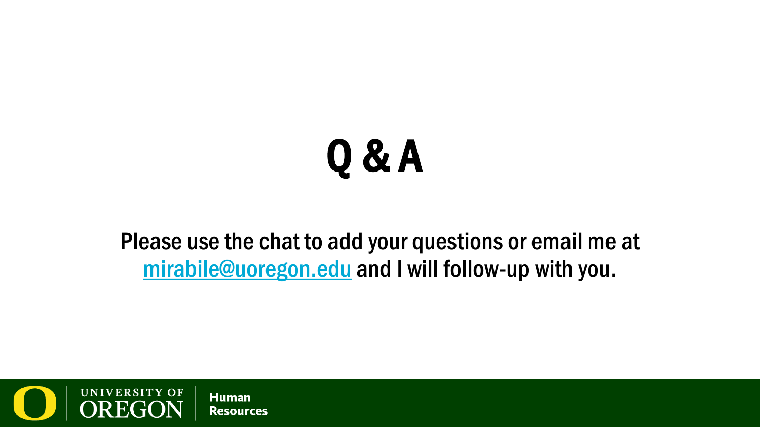# Q & A

Please use the chat to add your questions or email me at mirabile@uoregon.edu and I will follow-up with you.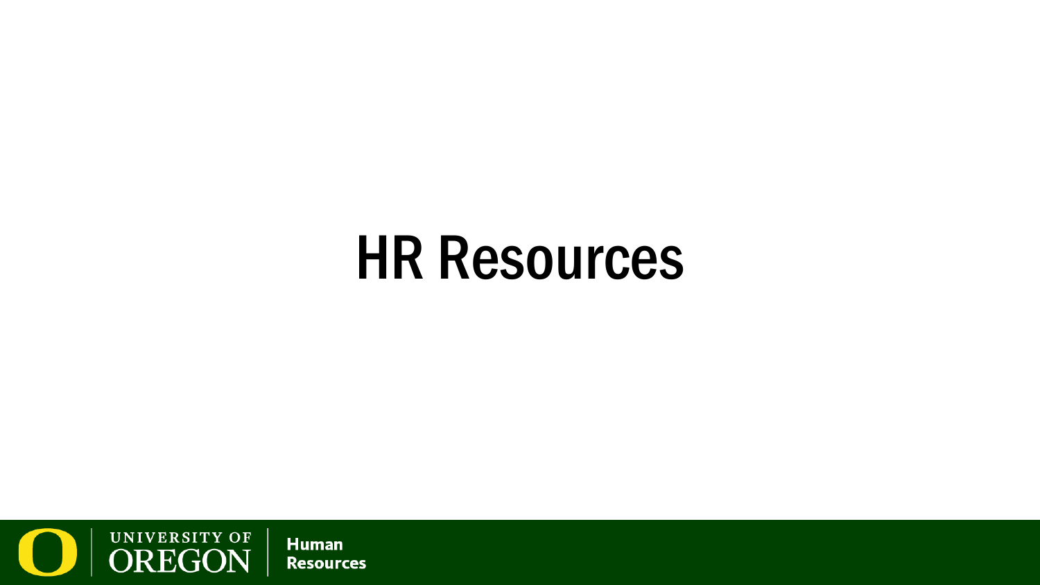# HR Resources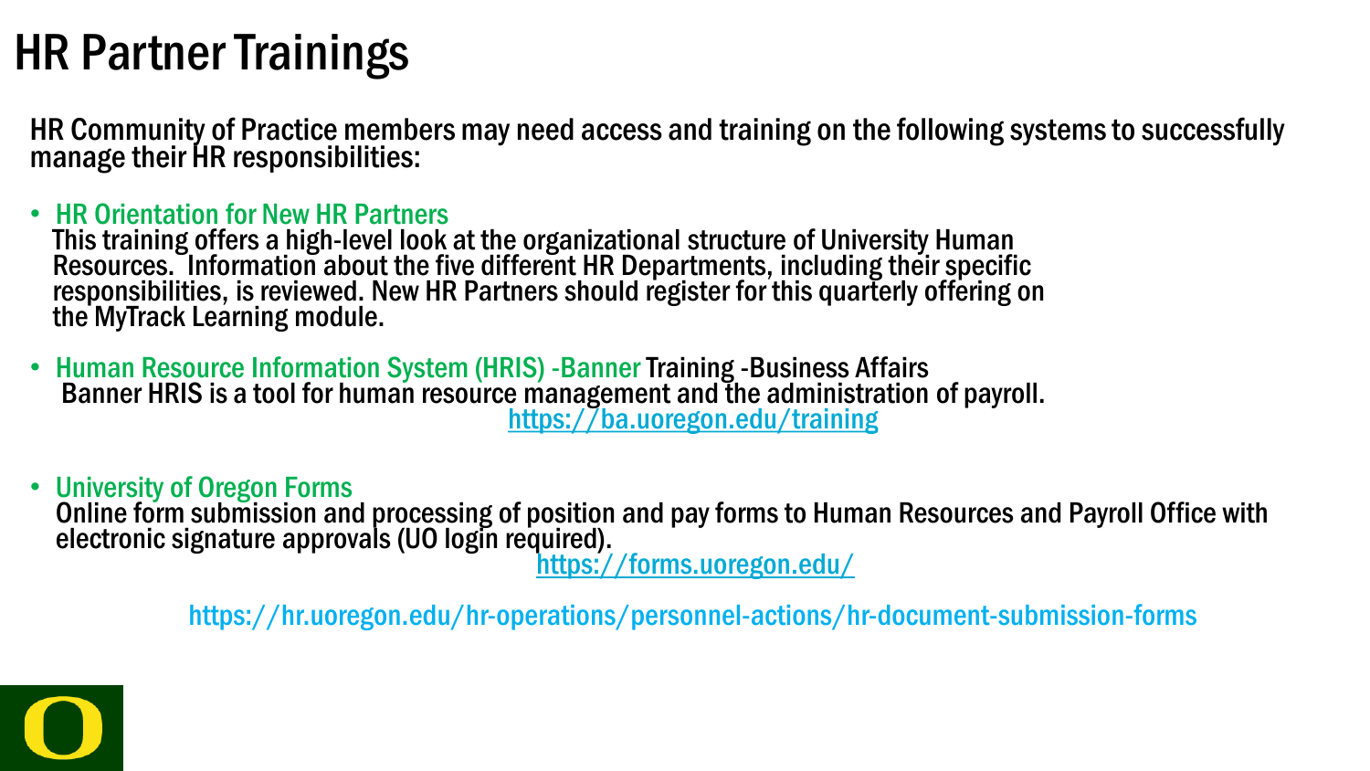# HR Partner Trainings

HR Community of Practice members may need access and training on the following systems to successfully manage their HR responsibilities:

- **HR Orientation for New HR Partners**
  This training offers a high-level look at the organizational structure of University Human Resources. Information about the five different HR Departments, including their specific responsibilities, is reviewed. New HR Partners should register for this quarterly offering on the MyTrack Learning module.

- **Human Resource Information System (HRIS) -Banner** Training -Business Affairs
  Banner HRIS is a tool for human resource management and the administration of payroll.
  https://ba.uoregon.edu/training

- **University of Oregon Forms**
  Online form submission and processing of position and pay forms to Human Resources and Payroll Office with electronic signature approvals (UO login required).
  https://forms.uoregon.edu/

https://hr.uoregon.edu/hr-operations/personnel-actions/hr-document-submission-forms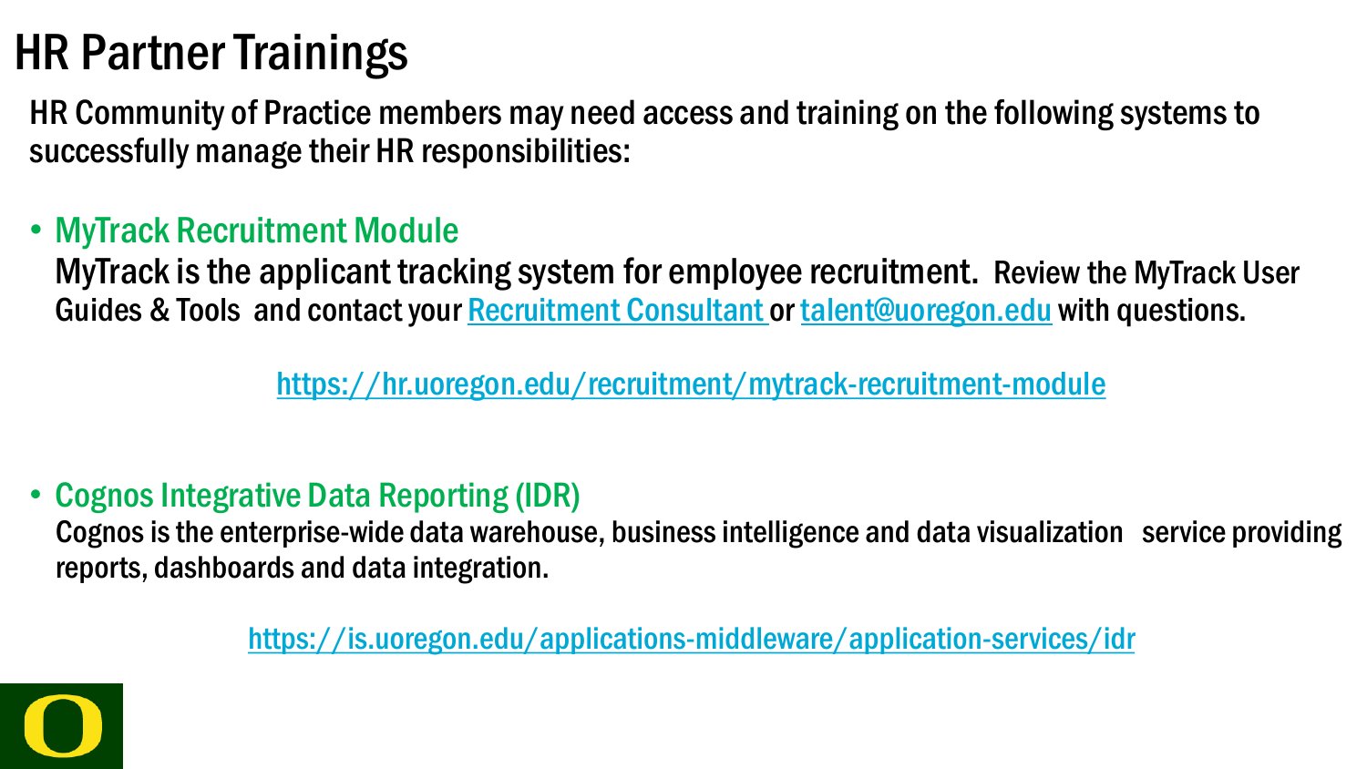# HR Partner Trainings

HR Community of Practice members may need access and training on the following systems to successfully manage their HR responsibilities:

- **MyTrack Recruitment Module**
  MyTrack is the applicant tracking system for employee recruitment. Review the MyTrack User Guides & Tools and contact your Recruitment Consultant or talent@uoregon.edu with questions.

  https://hr.uoregon.edu/recruitment/mytrack-recruitment-module

- **Cognos Integrative Data Reporting (IDR)**
  Cognos is the enterprise-wide data warehouse, business intelligence and data visualization service providing reports, dashboards and data integration.

  https://is.uoregon.edu/applications-middleware/application-services/idr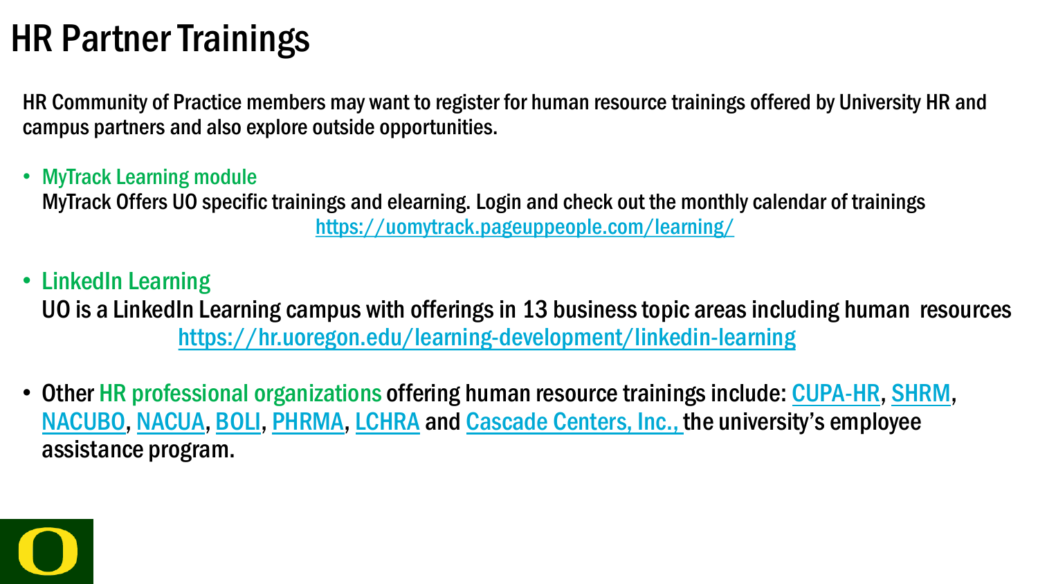# HR Partner Trainings

HR Community of Practice members may want to register for human resource trainings offered by University HR and campus partners and also explore outside opportunities.

- **MyTrack Learning module**
  MyTrack Offers UO specific trainings and elearning. Login and check out the monthly calendar of trainings
  https://uomytrack.pageuppeople.com/learning/

- **LinkedIn Learning**
  UO is a LinkedIn Learning campus with offerings in 13 business topic areas including human resources
  https://hr.uoregon.edu/learning-development/linkedin-learning

- Other HR professional organizations offering human resource trainings include: CUPA-HR, SHRM, NACUBO, NACUA, BOLI, PHRMA, LCHRA and Cascade Centers, Inc., the university's employee assistance program.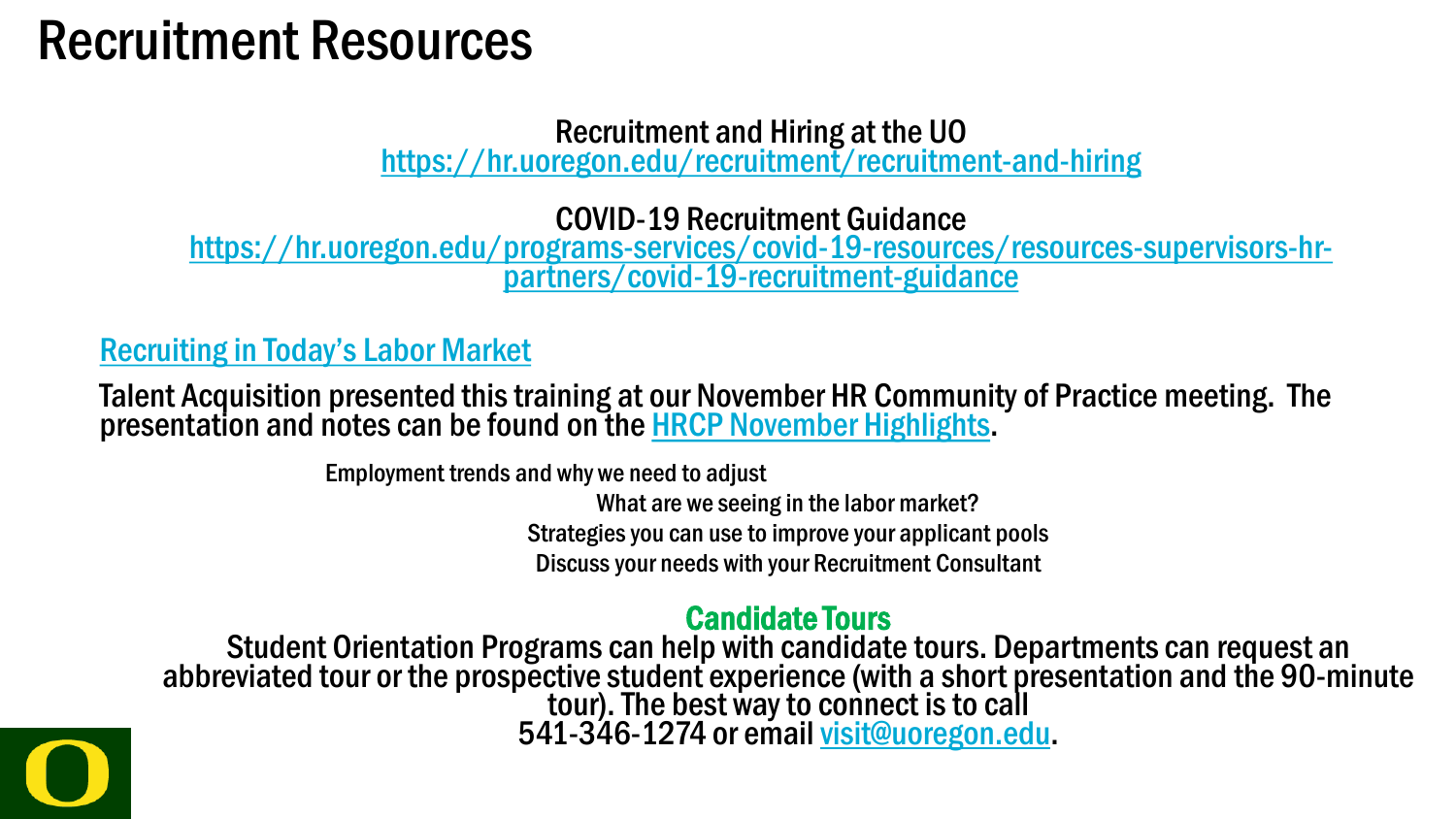# Recruitment Resources

Recruitment and Hiring at the UO
https://hr.uoregon.edu/recruitment/recruitment-and-hiring

COVID-19 Recruitment Guidance
https://hr.uoregon.edu/programs-services/covid-19-resources/resources-supervisors-hr-partners/covid-19-recruitment-guidance

Recruiting in Today's Labor Market

Talent Acquisition presented this training at our November HR Community of Practice meeting. The presentation and notes can be found on the HRCP November Highlights.

- Employment trends and why we need to adjust
- What are we seeing in the labor market?
- Strategies you can use to improve your applicant pools
- Discuss your needs with your Recruitment Consultant

## Candidate Tours

Student Orientation Programs can help with candidate tours. Departments can request an abbreviated tour or the prospective student experience (with a short presentation and the 90-minute tour). The best way to connect is to call 541-346-1274 or email visit@uoregon.edu.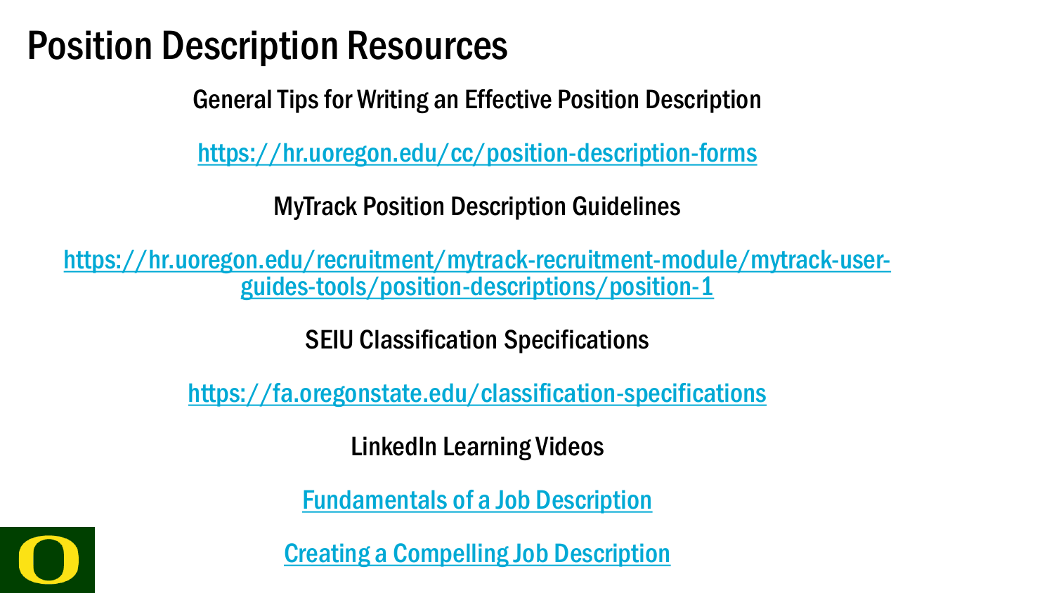# Position Description Resources

General Tips for Writing an Effective Position Description

https://hr.uoregon.edu/cc/position-description-forms

MyTrack Position Description Guidelines

https://hr.uoregon.edu/recruitment/mytrack-recruitment-module/mytrack-user-guides-tools/position-descriptions/position-1

SEIU Classification Specifications

https://fa.oregonstate.edu/classification-specifications

LinkedIn Learning Videos

Fundamentals of a Job Description

Creating a Compelling Job Description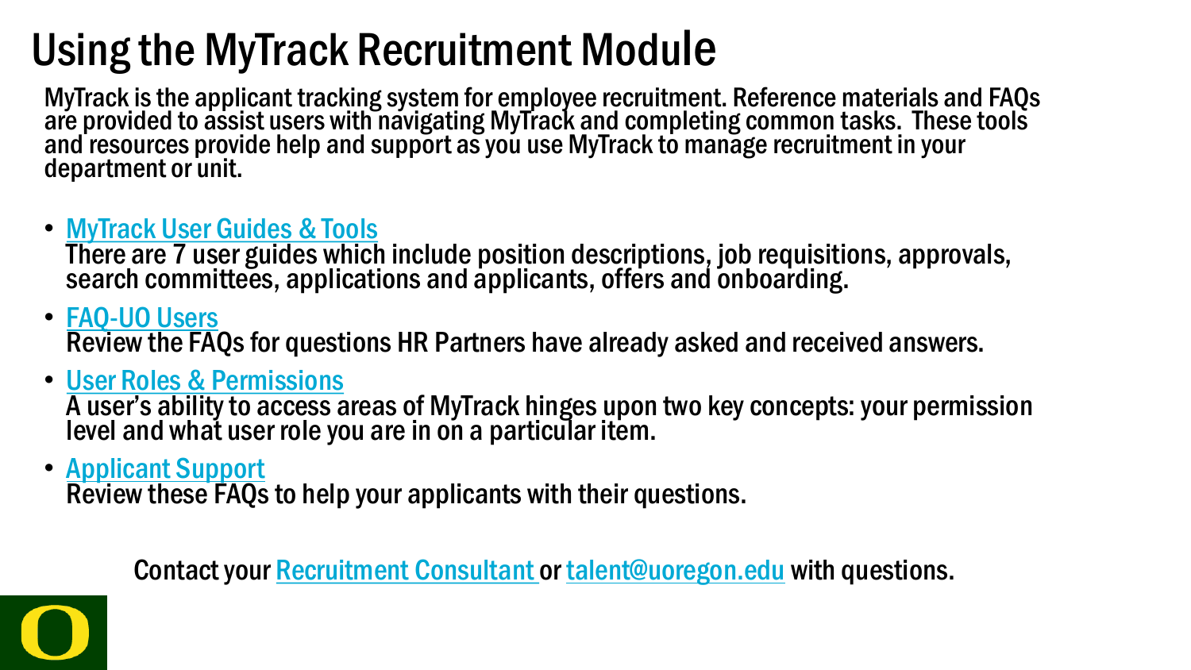# Using the MyTrack Recruitment Module

MyTrack is the applicant tracking system for employee recruitment. Reference materials and FAQs are provided to assist users with navigating MyTrack and completing common tasks. These tools and resources provide help and support as you use MyTrack to manage recruitment in your department or unit.

- MyTrack User Guides & Tools
  There are 7 user guides which include position descriptions, job requisitions, approvals, search committees, applications and applicants, offers and onboarding.
- FAQ-UO Users
  Review the FAQs for questions HR Partners have already asked and received answers.
- User Roles & Permissions
  A user's ability to access areas of MyTrack hinges upon two key concepts: your permission level and what user role you are in on a particular item.
- Applicant Support
  Review these FAQs to help your applicants with their questions.

Contact your Recruitment Consultant or talent@uoregon.edu with questions.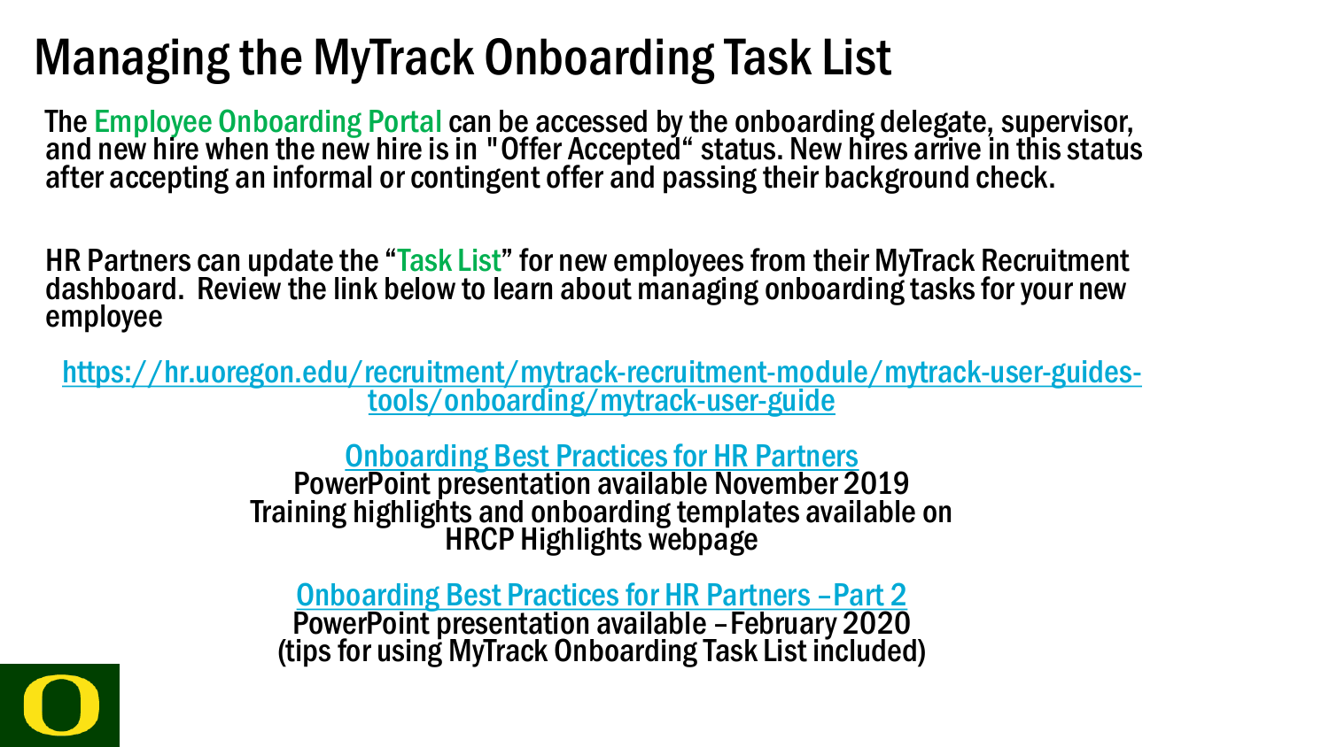# Managing the MyTrack Onboarding Task List

The Employee Onboarding Portal can be accessed by the onboarding delegate, supervisor, and new hire when the new hire is in "Offer Accepted" status. New hires arrive in this status after accepting an informal or contingent offer and passing their background check.

HR Partners can update the "Task List" for new employees from their MyTrack Recruitment dashboard. Review the link below to learn about managing onboarding tasks for your new employee

https://hr.uoregon.edu/recruitment/mytrack-recruitment-module/mytrack-user-guides-tools/onboarding/mytrack-user-guide

Onboarding Best Practices for HR Partners
PowerPoint presentation available November 2019
Training highlights and onboarding templates available on HRCP Highlights webpage

Onboarding Best Practices for HR Partners –Part 2
PowerPoint presentation available –February 2020
(tips for using MyTrack Onboarding Task List included)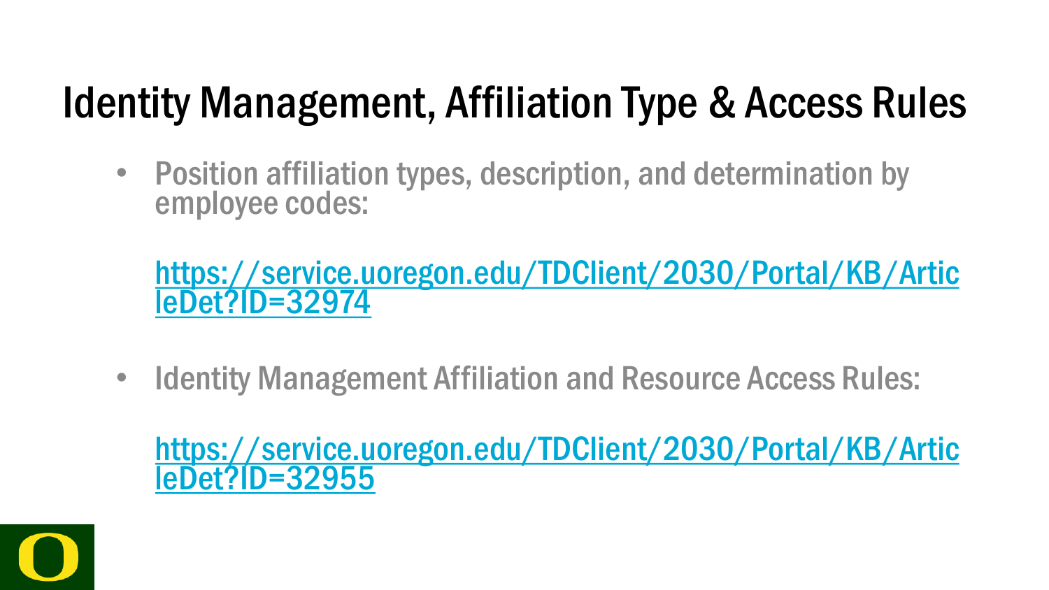# Identity Management, Affiliation Type & Access Rules

- Position affiliation types, description, and determination by employee codes:

  https://service.uoregon.edu/TDClient/2030/Portal/KB/ArticleDet?ID=32974

- Identity Management Affiliation and Resource Access Rules:

  https://service.uoregon.edu/TDClient/2030/Portal/KB/ArticleDet?ID=32955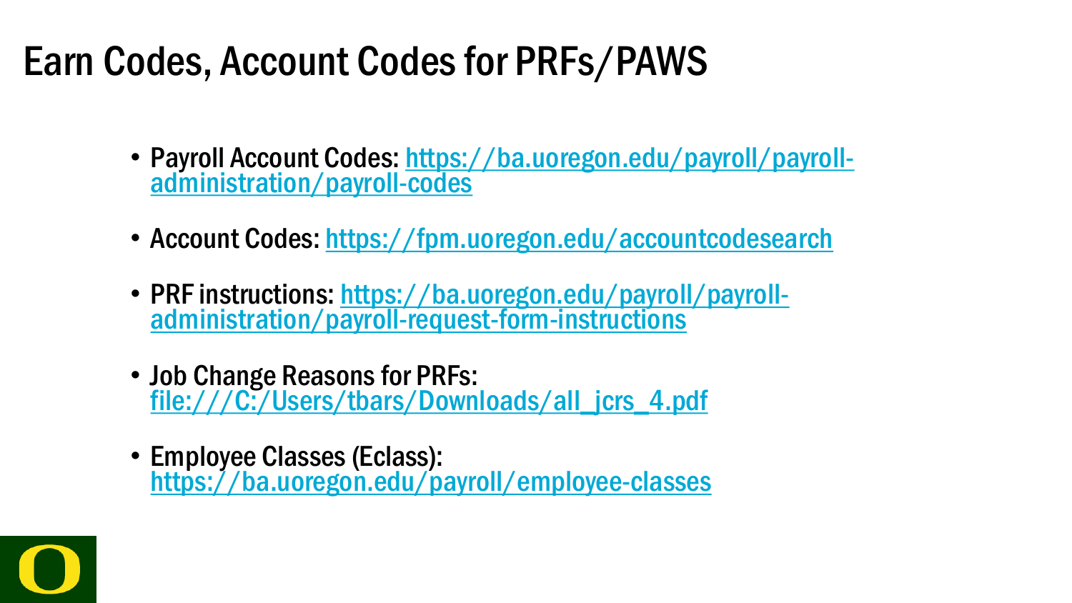# Earn Codes, Account Codes for PRFs/PAWS

- Payroll Account Codes: https://ba.uoregon.edu/payroll/payroll-administration/payroll-codes
- Account Codes: https://fpm.uoregon.edu/accountcodesearch
- PRF instructions: https://ba.uoregon.edu/payroll/payroll-administration/payroll-request-form-instructions
- Job Change Reasons for PRFs: file:///C:/Users/tbars/Downloads/all_jcrs_4.pdf
- Employee Classes (Eclass): https://ba.uoregon.edu/payroll/employee-classes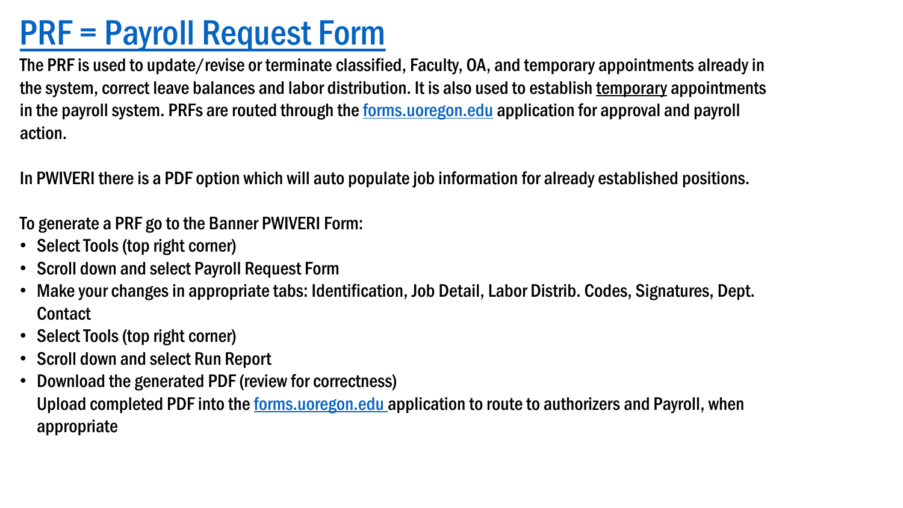# PRF = Payroll Request Form

The PRF is used to update/revise or terminate classified, Faculty, OA, and temporary appointments already in the system, correct leave balances and labor distribution. It is also used to establish temporary appointments in the payroll system. PRFs are routed through the forms.uoregon.edu application for approval and payroll action.

In PWIVERI there is a PDF option which will auto populate job information for already established positions.

To generate a PRF go to the Banner PWIVERI Form:

- Select Tools (top right corner)
- Scroll down and select Payroll Request Form
- Make your changes in appropriate tabs: Identification, Job Detail, Labor Distrib. Codes, Signatures, Dept. Contact
- Select Tools (top right corner)
- Scroll down and select Run Report
- Download the generated PDF (review for correctness)
  Upload completed PDF into the forms.uoregon.edu application to route to authorizers and Payroll, when appropriate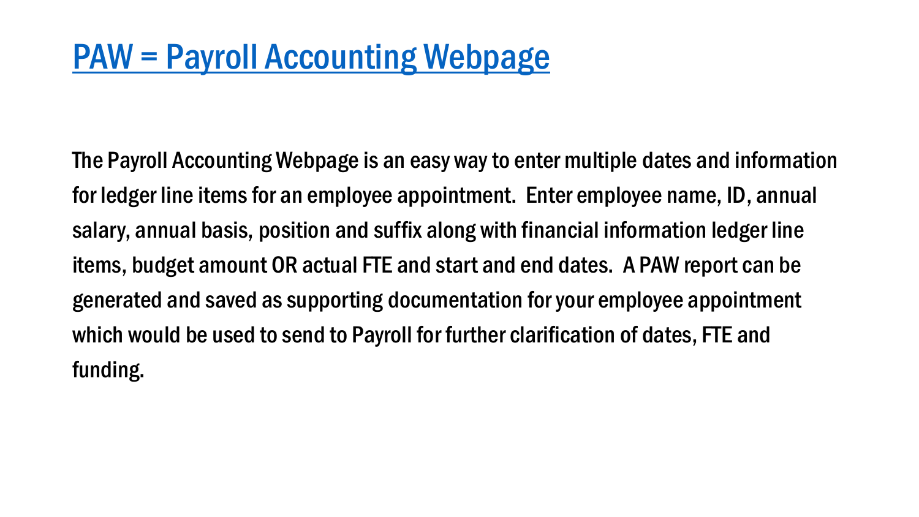# PAW = Payroll Accounting Webpage

The Payroll Accounting Webpage is an easy way to enter multiple dates and information for ledger line items for an employee appointment. Enter employee name, ID, annual salary, annual basis, position and suffix along with financial information ledger line items, budget amount OR actual FTE and start and end dates. A PAW report can be generated and saved as supporting documentation for your employee appointment which would be used to send to Payroll for further clarification of dates, FTE and funding.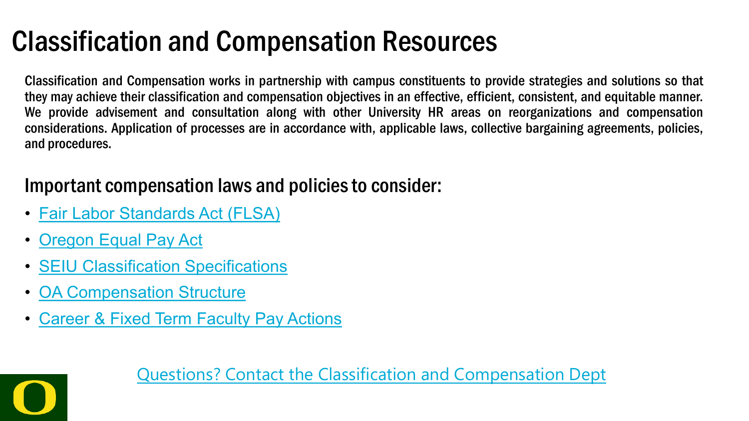# Classification and Compensation Resources

Classification and Compensation works in partnership with campus constituents to provide strategies and solutions so that they may achieve their classification and compensation objectives in an effective, efficient, consistent, and equitable manner. We provide advisement and consultation along with other University HR areas on reorganizations and compensation considerations. Application of processes are in accordance with, applicable laws, collective bargaining agreements, policies, and procedures.

## Important compensation laws and policies to consider:

- Fair Labor Standards Act (FLSA)
- Oregon Equal Pay Act
- SEIU Classification Specifications
- OA Compensation Structure
- Career & Fixed Term Faculty Pay Actions

Questions? Contact the Classification and Compensation Dept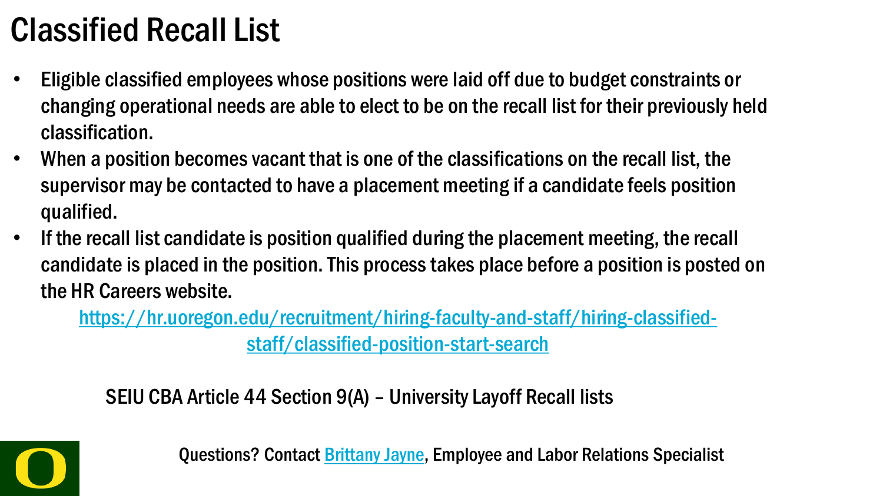# Classified Recall List

- Eligible classified employees whose positions were laid off due to budget constraints or changing operational needs are able to elect to be on the recall list for their previously held classification.
- When a position becomes vacant that is one of the classifications on the recall list, the supervisor may be contacted to have a placement meeting if a candidate feels position qualified.
- If the recall list candidate is position qualified during the placement meeting, the recall candidate is placed in the position. This process takes place before a position is posted on the HR Careers website.

[https://hr.uoregon.edu/recruitment/hiring-faculty-and-staff/hiring-classified-staff/classified-position-start-search](https://hr.uoregon.edu/recruitment/hiring-faculty-and-staff/hiring-classified-staff/classified-position-start-search)

SEIU CBA Article 44 Section 9(A) – University Layoff Recall lists

Questions? Contact Brittany Jayne, Employee and Labor Relations Specialist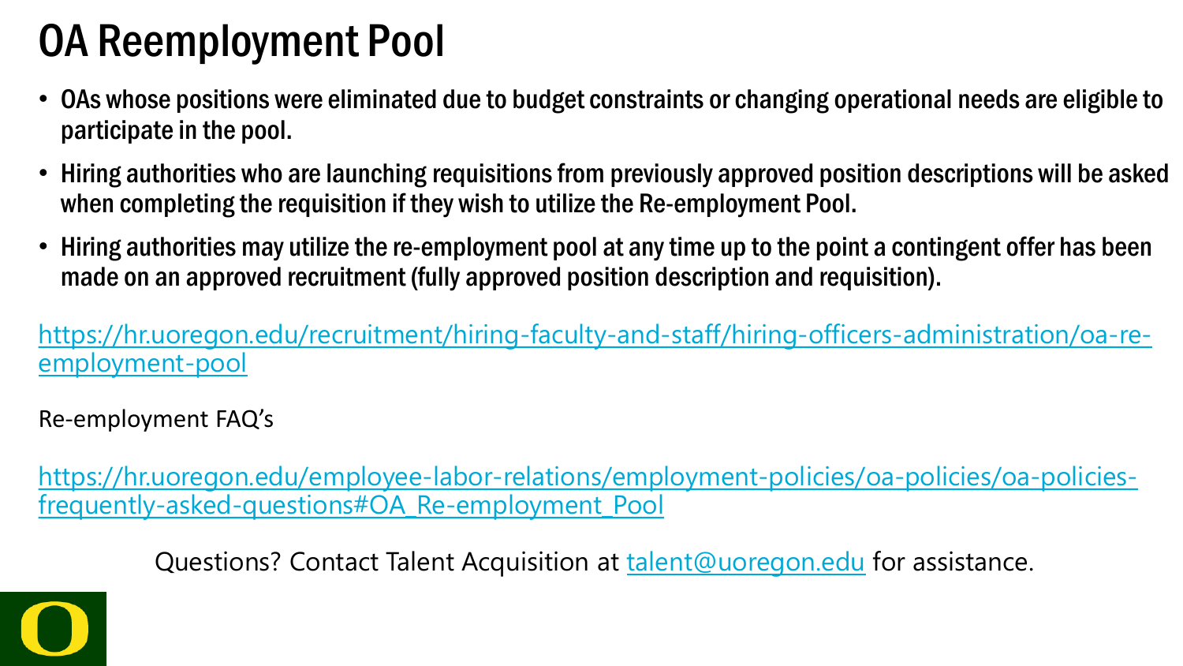# OA Reemployment Pool

- OAs whose positions were eliminated due to budget constraints or changing operational needs are eligible to participate in the pool.
- Hiring authorities who are launching requisitions from previously approved position descriptions will be asked when completing the requisition if they wish to utilize the Re-employment Pool.
- Hiring authorities may utilize the re-employment pool at any time up to the point a contingent offer has been made on an approved recruitment (fully approved position description and requisition).

https://hr.uoregon.edu/recruitment/hiring-faculty-and-staff/hiring-officers-administration/oa-re-employment-pool

Re-employment FAQ's

https://hr.uoregon.edu/employee-labor-relations/employment-policies/oa-policies/oa-policies-frequently-asked-questions#OA_Re-employment_Pool

Questions? Contact Talent Acquisition at talent@uoregon.edu for assistance.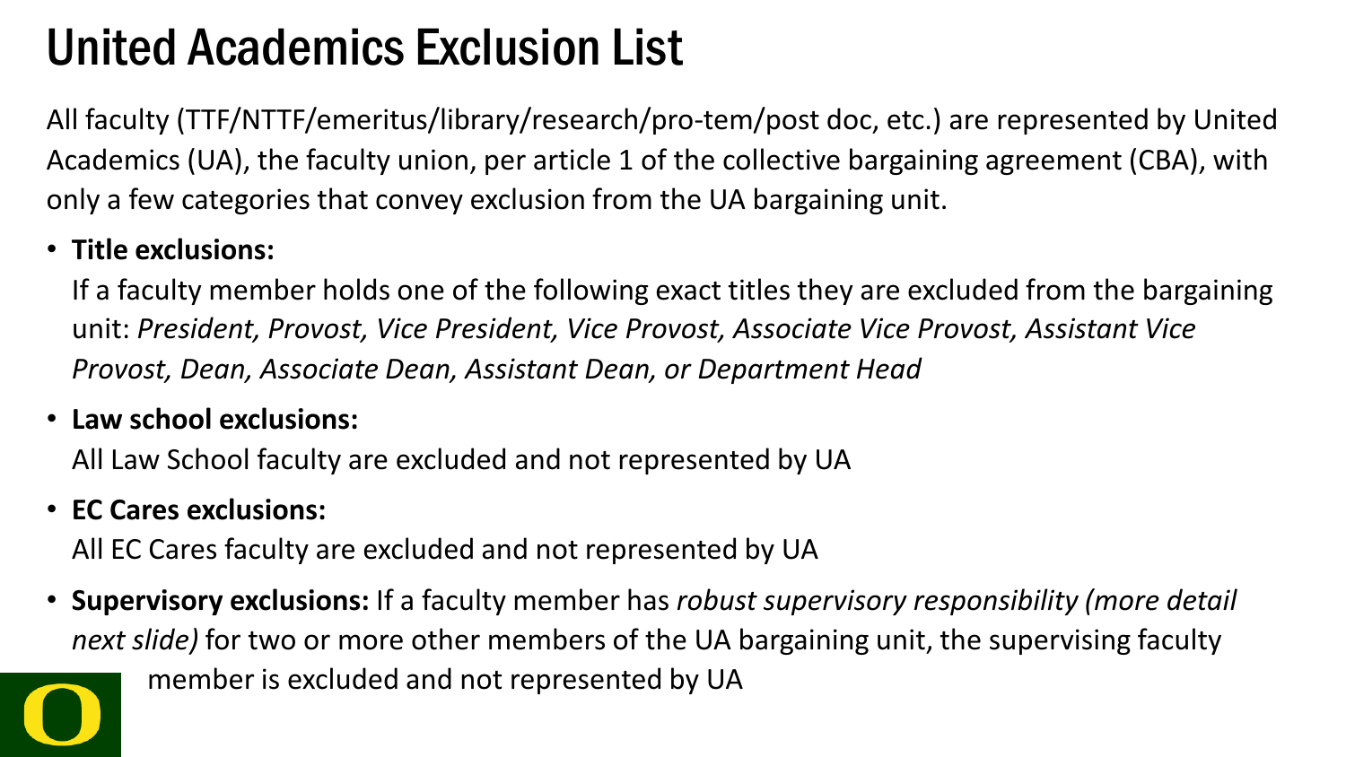# United Academics Exclusion List

All faculty (TTF/NTTF/emeritus/library/research/pro-tem/post doc, etc.) are represented by United Academics (UA), the faculty union, per article 1 of the collective bargaining agreement (CBA), with only a few categories that convey exclusion from the UA bargaining unit.

- **Title exclusions:**
  If a faculty member holds one of the following exact titles they are excluded from the bargaining unit: *President, Provost, Vice President, Vice Provost, Associate Vice Provost, Assistant Vice Provost, Dean, Associate Dean, Assistant Dean, or Department Head*
- **Law school exclusions:**
  All Law School faculty are excluded and not represented by UA
- **EC Cares exclusions:**
  All EC Cares faculty are excluded and not represented by UA
- **Supervisory exclusions:** If a faculty member has *robust supervisory responsibility (more detail next slide)* for two or more other members of the UA bargaining unit, the supervising faculty member is excluded and not represented by UA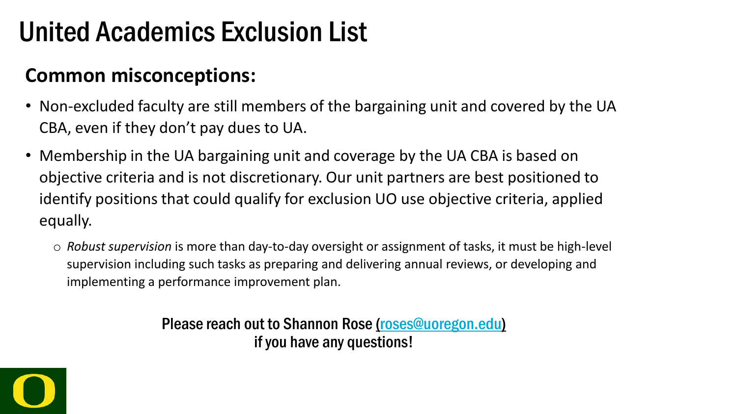# United Academics Exclusion List

## Common misconceptions:

- Non-excluded faculty are still members of the bargaining unit and covered by the UA CBA, even if they don't pay dues to UA.
- Membership in the UA bargaining unit and coverage by the UA CBA is based on objective criteria and is not discretionary. Our unit partners are best positioned to identify positions that could qualify for exclusion UO use objective criteria, applied equally.
  - *Robust supervision* is more than day-to-day oversight or assignment of tasks, it must be high-level supervision including such tasks as preparing and delivering annual reviews, or developing and implementing a performance improvement plan.

Please reach out to Shannon Rose (roses@uoregon.edu) if you have any questions!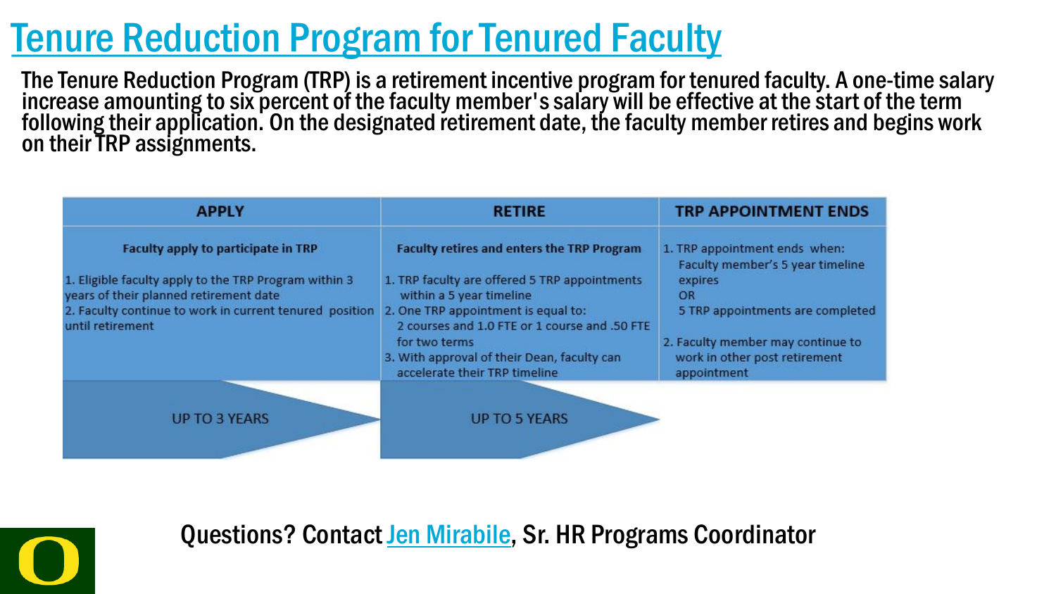# Tenure Reduction Program for Tenured Faculty

The Tenure Reduction Program (TRP) is a retirement incentive program for tenured faculty. A one-time salary increase amounting to six percent of the faculty member's salary will be effective at the start of the term following their application. On the designated retirement date, the faculty member retires and begins work on their TRP assignments.

| APPLY | RETIRE | TRP APPOINTMENT ENDS |
|---|---|---|
| **Faculty apply to participate in TRP**<br><br>1. Eligible faculty apply to the TRP Program within 3 years of their planned retirement date<br>2. Faculty continue to work in current tenured position until retirement | **Faculty retires and enters the TRP Program**<br><br>1. TRP faculty are offered 5 TRP appointments within a 5 year timeline<br>2. One TRP appointment is equal to: 2 courses and 1.0 FTE or 1 course and .50 FTE for two terms<br>3. With approval of their Dean, faculty can accelerate their TRP timeline | 1. TRP appointment ends when: Faculty member's 5 year timeline expires OR 5 TRP appointments are completed<br><br>2. Faculty member may continue to work in other post retirement appointment |
| UP TO 3 YEARS | UP TO 5 YEARS | |

Questions? Contact Jen Mirabile, Sr. HR Programs Coordinator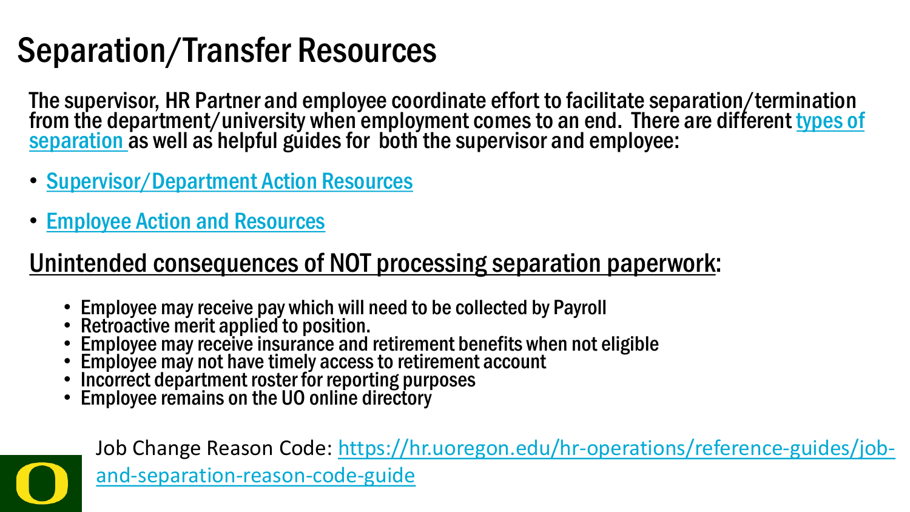# Separation/Transfer Resources

The supervisor, HR Partner and employee coordinate effort to facilitate separation/termination from the department/university when employment comes to an end. There are different types of separation as well as helpful guides for both the supervisor and employee:

- Supervisor/Department Action Resources
- Employee Action and Resources

## Unintended consequences of NOT processing separation paperwork:

- Employee may receive pay which will need to be collected by Payroll
- Retroactive merit applied to position.
- Employee may receive insurance and retirement benefits when not eligible
- Employee may not have timely access to retirement account
- Incorrect department roster for reporting purposes
- Employee remains on the UO online directory

Job Change Reason Code: https://hr.uoregon.edu/hr-operations/reference-guides/job-and-separation-reason-code-guide